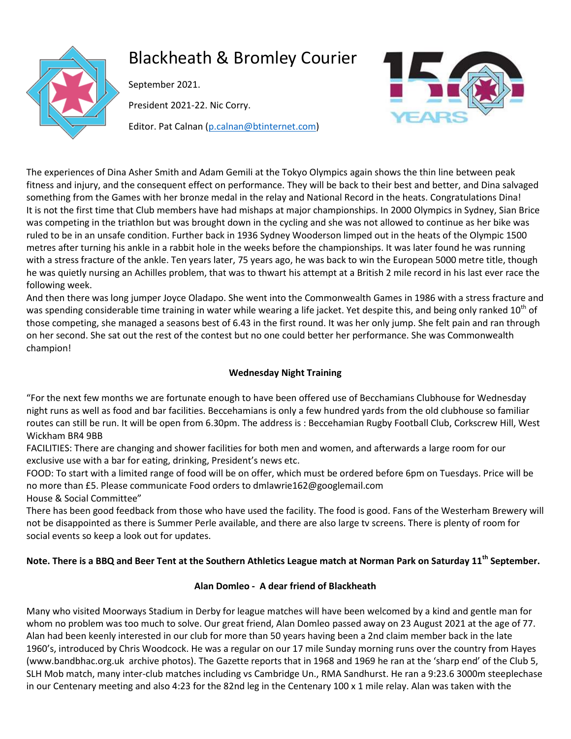# Blackheath & Bromley Courier

September 2021.

President 2021-22. Nic Corry.

Editor. Pat Calnan (p.calnan@btinternet.com)

The experiences of Dina Asher Smith and Adam Gemili at the Tokyo Olympics again shows the thin line between peak fitness and injury, and the consequent effect on performance. They will be back to their best and better, and Dina salvaged something from the Games with her bronze medal in the relay and National Record in the heats. Congratulations Dina! It is not the first time that Club members have had mishaps at major championships. In 2000 Olympics in Sydney, Sian Brice was competing in the triathlon but was brought down in the cycling and she was not allowed to continue as her bike was ruled to be in an unsafe condition. Further back in 1936 Sydney Wooderson limped out in the heats of the Olympic 1500 metres after turning his ankle in a rabbit hole in the weeks before the championships. It was later found he was running with a stress fracture of the ankle. Ten years later, 75 years ago, he was back to win the European 5000 metre title, though he was quietly nursing an Achilles problem, that was to thwart his attempt at a British 2 mile record in his last ever race the following week.

And then there was long jumper Joyce Oladapo. She went into the Commonwealth Games in 1986 with a stress fracture and was spending considerable time training in water while wearing a life jacket. Yet despite this, and being only ranked 10th of those competing, she managed a seasons best of 6.43 in the first round. It was her only jump. She felt pain and ran through on her second. She sat out the rest of the contest but no one could better her performance. She was Commonwealth champion!

**Wednesday Night Training**

"For the next few months we are fortunate enough to have been offered use of Becchamians Clubhouse for Wednesday night runs as well as food and bar facilities. Beccehamians is only a few hundred yards from the old clubhouse so familiar routes can still be run. It will be open from 6.30pm. The address is : Beccehamian Rugby Football Club, Corkscrew Hill, West Wickham BR4 9BB

FACILITIES: There are changing and shower facilities for both men and women, and afterwards a large room for our exclusive use with a bar for eating, drinking, President's news etc.

FOOD: To start with a limited range of food will be on offer, which must be ordered before 6pm on Tuesdays. Price will be no more than £5. Please communicate Food orders to dmlawrie162@googlemail.com

House & Social Committee"

There has been good feedback from those who have used the facility. The food is good. Fans of the Westerham Brewery will not be disappointed as there is Summer Perle available, and there are also large tv screens. There is plenty of room for social events so keep a look out for updates.

**Note. There is a BBQ and Beer Tent at the Southern Athletics League match at Norman Park on Saturday 11th September.**

**Alan Domleo - A dear friend of Blackheath**

Many who visited Moorways Stadium in Derby for league matches will have been welcomed by a kind and gentle man for whom no problem was too much to solve. Our great friend, Alan Domleo passed away on 23 August 2021 at the age of 77. Alan had been keenly interested in our club for more than 50 years having been a 2nd claim member back in the late 1960's, introduced by Chris Woodcock. He was a regular on our 17 mile Sunday morning runs over the country from Hayes (www.bandbhac.org.uk archive photos). The Gazette reports that in 1968 and 1969 he ran at the 'sharp end' of the Club 5, SLH Mob match, many inter-club matches including vs Cambridge Un., RMA Sandhurst. He ran a 9:23.6 3000m steeplechase in our Centenary meeting and also 4:23 for the 82nd leg in the Centenary 100 x 1 mile relay. Alan was taken with the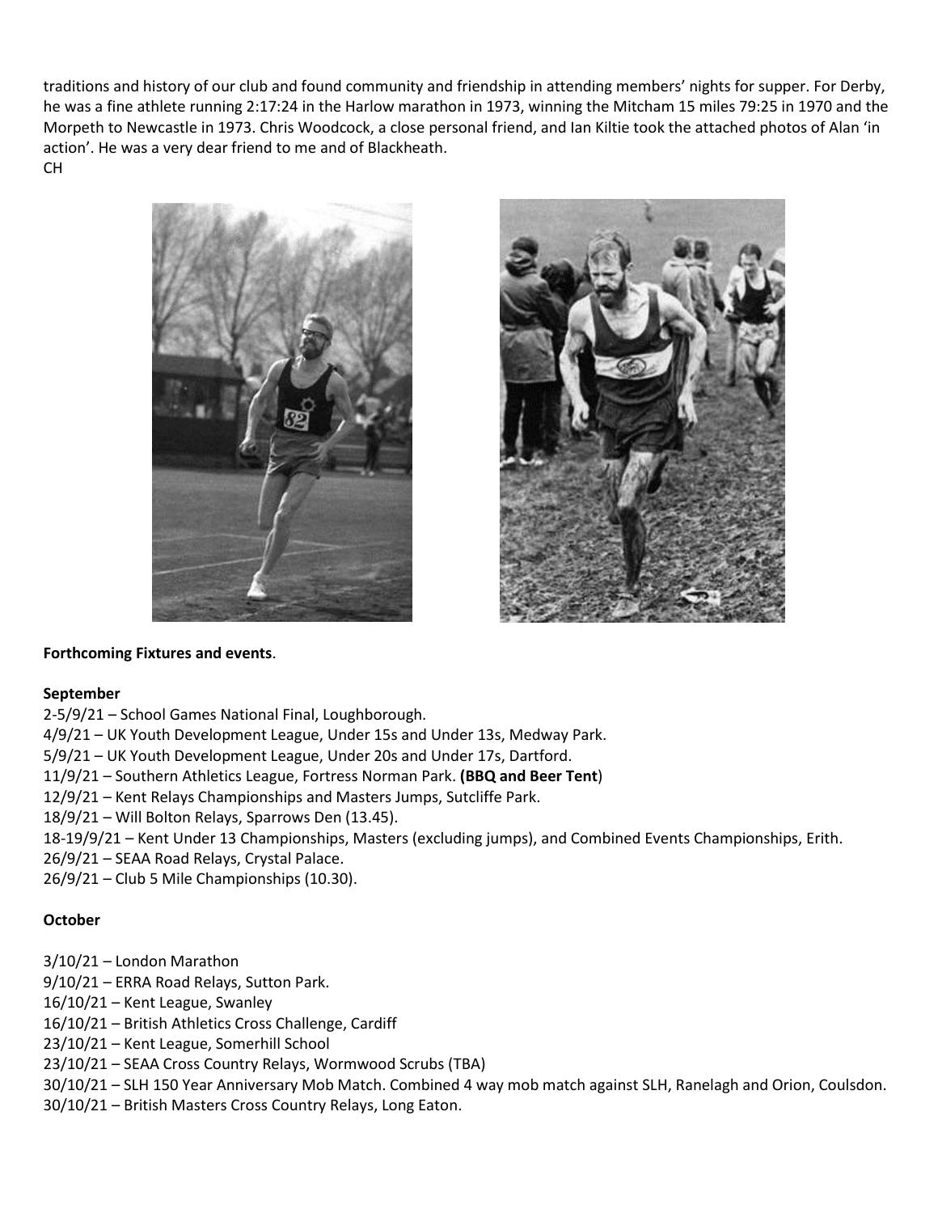traditions and history of our club and found community and friendship in attending members' nights for supper. For Derby, he was a fine athlete running 2:17:24 in the Harlow marathon in 1973, winning the Mitcham 15 miles 79:25 in 1970 and the Morpeth to Newcastle in 1973. Chris Woodcock, a close personal friend, and Ian Kiltie took the attached photos of Alan 'in action'. He was a very dear friend to me and of Blackheath.
CH

**Forthcoming Fixtures and events**.

**September**

2-5/9/21 – School Games National Final, Loughborough.
4/9/21 – UK Youth Development League, Under 15s and Under 13s, Medway Park.
5/9/21 – UK Youth Development League, Under 20s and Under 17s, Dartford.
11/9/21 – Southern Athletics League, Fortress Norman Park. **(BBQ and Beer Tent**)
12/9/21 – Kent Relays Championships and Masters Jumps, Sutcliffe Park.
18/9/21 – Will Bolton Relays, Sparrows Den (13.45).
18-19/9/21 – Kent Under 13 Championships, Masters (excluding jumps), and Combined Events Championships, Erith.
26/9/21 – SEAA Road Relays, Crystal Palace.
26/9/21 – Club 5 Mile Championships (10.30).

**October**

3/10/21 – London Marathon
9/10/21 – ERRA Road Relays, Sutton Park.
16/10/21 – Kent League, Swanley
16/10/21 – British Athletics Cross Challenge, Cardiff
23/10/21 – Kent League, Somerhill School
23/10/21 – SEAA Cross Country Relays, Wormwood Scrubs (TBA)
30/10/21 – SLH 150 Year Anniversary Mob Match. Combined 4 way mob match against SLH, Ranelagh and Orion, Coulsdon.
30/10/21 – British Masters Cross Country Relays, Long Eaton.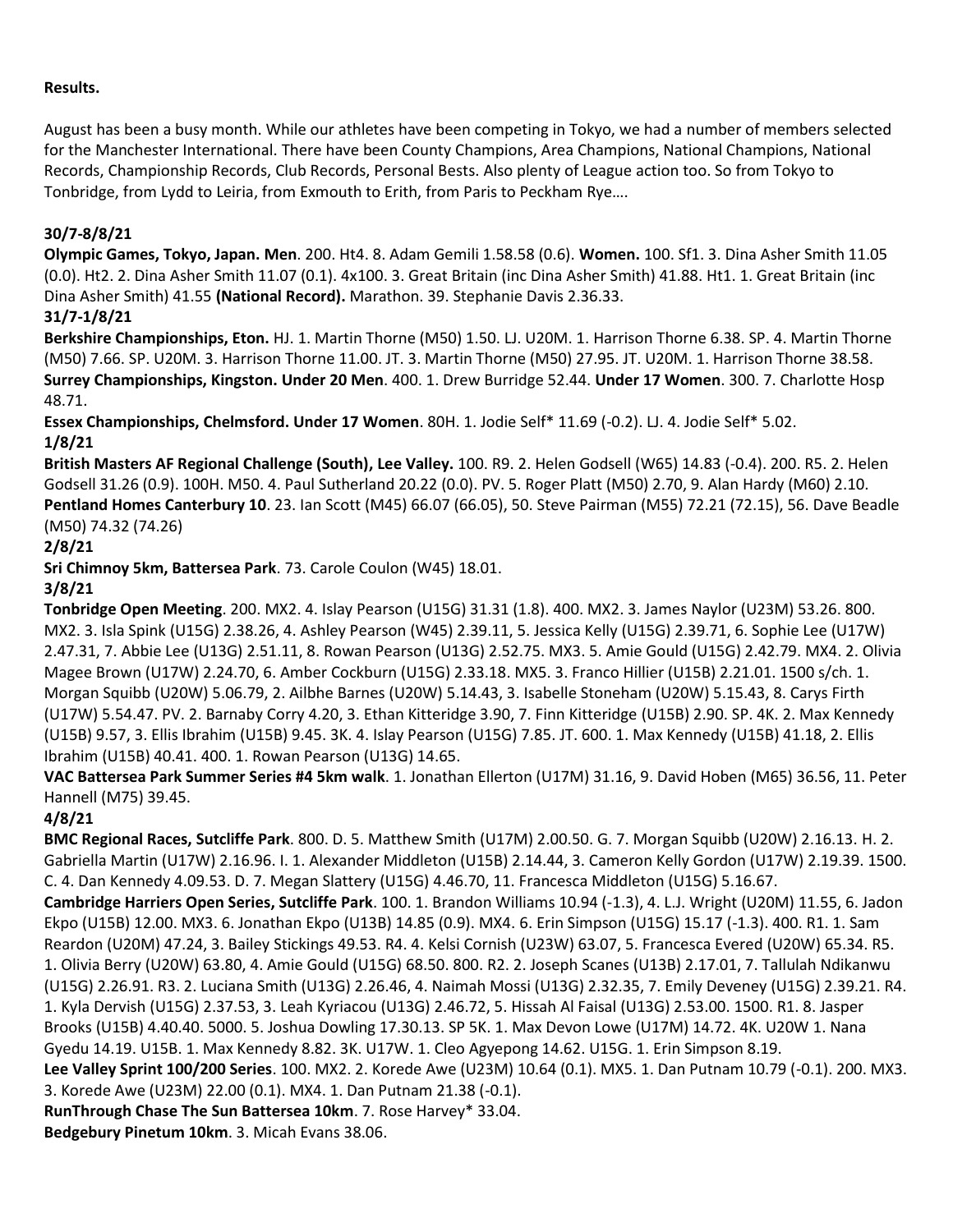**Results.**

August has been a busy month. While our athletes have been competing in Tokyo, we had a number of members selected for the Manchester International. There have been County Champions, Area Champions, National Champions, National Records, Championship Records, Club Records, Personal Bests. Also plenty of League action too. So from Tokyo to Tonbridge, from Lydd to Leiria, from Exmouth to Erith, from Paris to Peckham Rye….

**30/7-8/8/21**

**Olympic Games, Tokyo, Japan. Men**. 200. Ht4. 8. Adam Gemili 1.58.58 (0.6). **Women.** 100. Sf1. 3. Dina Asher Smith 11.05 (0.0). Ht2. 2. Dina Asher Smith 11.07 (0.1). 4x100. 3. Great Britain (inc Dina Asher Smith) 41.88. Ht1. 1. Great Britain (inc Dina Asher Smith) 41.55 **(National Record).** Marathon. 39. Stephanie Davis 2.36.33.

**31/7-1/8/21**

**Berkshire Championships, Eton.** HJ. 1. Martin Thorne (M50) 1.50. LJ. U20M. 1. Harrison Thorne 6.38. SP. 4. Martin Thorne (M50) 7.66. SP. U20M. 3. Harrison Thorne 11.00. JT. 3. Martin Thorne (M50) 27.95. JT. U20M. 1. Harrison Thorne 38.58.
**Surrey Championships, Kingston. Under 20 Men**. 400. 1. Drew Burridge 52.44. **Under 17 Women**. 300. 7. Charlotte Hosp 48.71.
**Essex Championships, Chelmsford. Under 17 Women**. 80H. 1. Jodie Self* 11.69 (-0.2). LJ. 4. Jodie Self* 5.02.

**1/8/21**

**British Masters AF Regional Challenge (South), Lee Valley.** 100. R9. 2. Helen Godsell (W65) 14.83 (-0.4). 200. R5. 2. Helen Godsell 31.26 (0.9). 100H. M50. 4. Paul Sutherland 20.22 (0.0). PV. 5. Roger Platt (M50) 2.70, 9. Alan Hardy (M60) 2.10.
**Pentland Homes Canterbury 10**. 23. Ian Scott (M45) 66.07 (66.05), 50. Steve Pairman (M55) 72.21 (72.15), 56. Dave Beadle (M50) 74.32 (74.26)

**2/8/21**

**Sri Chimnoy 5km, Battersea Park**. 73. Carole Coulon (W45) 18.01.

**3/8/21**

**Tonbridge Open Meeting**. 200. MX2. 4. Islay Pearson (U15G) 31.31 (1.8). 400. MX2. 3. James Naylor (U23M) 53.26. 800. MX2. 3. Isla Spink (U15G) 2.38.26, 4. Ashley Pearson (W45) 2.39.11, 5. Jessica Kelly (U15G) 2.39.71, 6. Sophie Lee (U17W) 2.47.31, 7. Abbie Lee (U13G) 2.51.11, 8. Rowan Pearson (U13G) 2.52.75. MX3. 5. Amie Gould (U15G) 2.42.79. MX4. 2. Olivia Magee Brown (U17W) 2.24.70, 6. Amber Cockburn (U15G) 2.33.18. MX5. 3. Franco Hillier (U15B) 2.21.01. 1500 s/ch. 1. Morgan Squibb (U20W) 5.06.79, 2. Ailbhe Barnes (U20W) 5.14.43, 3. Isabelle Stoneham (U20W) 5.15.43, 8. Carys Firth (U17W) 5.54.47. PV. 2. Barnaby Corry 4.20, 3. Ethan Kitteridge 3.90, 7. Finn Kitteridge (U15B) 2.90. SP. 4K. 2. Max Kennedy (U15B) 9.57, 3. Ellis Ibrahim (U15B) 9.45. 3K. 4. Islay Pearson (U15G) 7.85. JT. 600. 1. Max Kennedy (U15B) 41.18, 2. Ellis Ibrahim (U15B) 40.41. 400. 1. Rowan Pearson (U13G) 14.65.
**VAC Battersea Park Summer Series #4 5km walk**. 1. Jonathan Ellerton (U17M) 31.16, 9. David Hoben (M65) 36.56, 11. Peter Hannell (M75) 39.45.

**4/8/21**

**BMC Regional Races, Sutcliffe Park**. 800. D. 5. Matthew Smith (U17M) 2.00.50. G. 7. Morgan Squibb (U20W) 2.16.13. H. 2. Gabriella Martin (U17W) 2.16.96. I. 1. Alexander Middleton (U15B) 2.14.44, 3. Cameron Kelly Gordon (U17W) 2.19.39. 1500. C. 4. Dan Kennedy 4.09.53. D. 7. Megan Slattery (U15G) 4.46.70, 11. Francesca Middleton (U15G) 5.16.67.
**Cambridge Harriers Open Series, Sutcliffe Park**. 100. 1. Brandon Williams 10.94 (-1.3), 4. L.J. Wright (U20M) 11.55, 6. Jadon Ekpo (U15B) 12.00. MX3. 6. Jonathan Ekpo (U13B) 14.85 (0.9). MX4. 6. Erin Simpson (U15G) 15.17 (-1.3). 400. R1. 1. Sam Reardon (U20M) 47.24, 3. Bailey Stickings 49.53. R4. 4. Kelsi Cornish (U23W) 63.07, 5. Francesca Evered (U20W) 65.34. R5. 1. Olivia Berry (U20W) 63.80, 4. Amie Gould (U15G) 68.50. 800. R2. 2. Joseph Scanes (U13B) 2.17.01, 7. Tallulah Ndikanwu (U15G) 2.26.91. R3. 2. Luciana Smith (U13G) 2.26.46, 4. Naimah Mossi (U13G) 2.32.35, 7. Emily Deveney (U15G) 2.39.21. R4. 1. Kyla Dervish (U15G) 2.37.53, 3. Leah Kyriacou (U13G) 2.46.72, 5. Hissah Al Faisal (U13G) 2.53.00. 1500. R1. 8. Jasper Brooks (U15B) 4.40.40. 5000. 5. Joshua Dowling 17.30.13. SP 5K. 1. Max Devon Lowe (U17M) 14.72. 4K. U20W 1. Nana Gyedu 14.19. U15B. 1. Max Kennedy 8.82. 3K. U17W. 1. Cleo Agyepong 14.62. U15G. 1. Erin Simpson 8.19.
**Lee Valley Sprint 100/200 Series**. 100. MX2. 2. Korede Awe (U23M) 10.64 (0.1). MX5. 1. Dan Putnam 10.79 (-0.1). 200. MX3. 3. Korede Awe (U23M) 22.00 (0.1). MX4. 1. Dan Putnam 21.38 (-0.1).
**RunThrough Chase The Sun Battersea 10km**. 7. Rose Harvey* 33.04.
**Bedgebury Pinetum 10km**. 3. Micah Evans 38.06.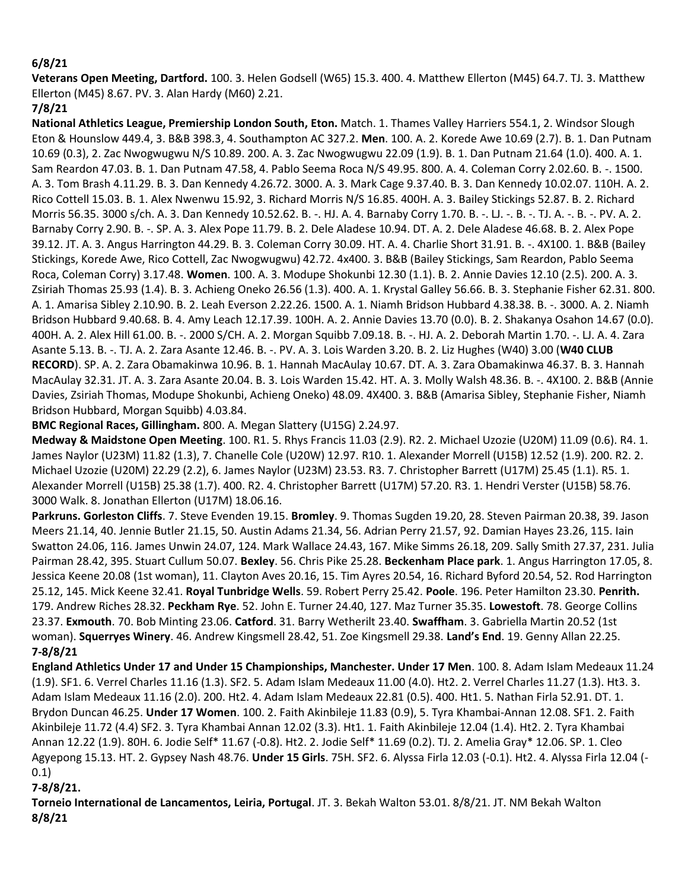**6/8/21**

**Veterans Open Meeting, Dartford.** 100. 3. Helen Godsell (W65) 15.3. 400. 4. Matthew Ellerton (M45) 64.7. TJ. 3. Matthew Ellerton (M45) 8.67. PV. 3. Alan Hardy (M60) 2.21.

**7/8/21**

**National Athletics League, Premiership London South, Eton.** Match. 1. Thames Valley Harriers 554.1, 2. Windsor Slough Eton & Hounslow 449.4, 3. B&B 398.3, 4. Southampton AC 327.2. **Men**. 100. A. 2. Korede Awe 10.69 (2.7). B. 1. Dan Putnam 10.69 (0.3), 2. Zac Nwogwugwu N/S 10.89. 200. A. 3. Zac Nwogwugwu 22.09 (1.9). B. 1. Dan Putnam 21.64 (1.0). 400. A. 1. Sam Reardon 47.03. B. 1. Dan Putnam 47.58, 4. Pablo Seema Roca N/S 49.95. 800. A. 4. Coleman Corry 2.02.60. B. -. 1500. A. 3. Tom Brash 4.11.29. B. 3. Dan Kennedy 4.26.72. 3000. A. 3. Mark Cage 9.37.40. B. 3. Dan Kennedy 10.02.07. 110H. A. 2. Rico Cottell 15.03. B. 1. Alex Nwenwu 15.92, 3. Richard Morris N/S 16.85. 400H. A. 3. Bailey Stickings 52.87. B. 2. Richard Morris 56.35. 3000 s/ch. A. 3. Dan Kennedy 10.52.62. B. -. HJ. A. 4. Barnaby Corry 1.70. B. -. LJ. -. B. -. TJ. A. -. B. -. PV. A. 2. Barnaby Corry 2.90. B. -. SP. A. 3. Alex Pope 11.79. B. 2. Dele Aladese 10.94. DT. A. 2. Dele Aladese 46.68. B. 2. Alex Pope 39.12. JT. A. 3. Angus Harrington 44.29. B. 3. Coleman Corry 30.09. HT. A. 4. Charlie Short 31.91. B. -. 4X100. 1. B&B (Bailey Stickings, Korede Awe, Rico Cottell, Zac Nwogwugwu) 42.72. 4x400. 3. B&B (Bailey Stickings, Sam Reardon, Pablo Seema Roca, Coleman Corry) 3.17.48. **Women**. 100. A. 3. Modupe Shokunbi 12.30 (1.1). B. 2. Annie Davies 12.10 (2.5). 200. A. 3. Zsiriah Thomas 25.93 (1.4). B. 3. Achieng Oneko 26.56 (1.3). 400. A. 1. Krystal Galley 56.66. B. 3. Stephanie Fisher 62.31. 800. A. 1. Amarisa Sibley 2.10.90. B. 2. Leah Everson 2.22.26. 1500. A. 1. Niamh Bridson Hubbard 4.38.38. B. -. 3000. A. 2. Niamh Bridson Hubbard 9.40.68. B. 4. Amy Leach 12.17.39. 100H. A. 2. Annie Davies 13.70 (0.0). B. 2. Shakanya Osahon 14.67 (0.0). 400H. A. 2. Alex Hill 61.00. B. -. 2000 S/CH. A. 2. Morgan Squibb 7.09.18. B. -. HJ. A. 2. Deborah Martin 1.70. -. LJ. A. 4. Zara Asante 5.13. B. -. TJ. A. 2. Zara Asante 12.46. B. -. PV. A. 3. Lois Warden 3.20. B. 2. Liz Hughes (W40) 3.00 (**W40 CLUB RECORD**). SP. A. 2. Zara Obamakinwa 10.96. B. 1. Hannah MacAulay 10.67. DT. A. 3. Zara Obamakinwa 46.37. B. 3. Hannah MacAulay 32.31. JT. A. 3. Zara Asante 20.04. B. 3. Lois Warden 15.42. HT. A. 3. Molly Walsh 48.36. B. -. 4X100. 2. B&B (Annie Davies, Zsiriah Thomas, Modupe Shokunbi, Achieng Oneko) 48.09. 4X400. 3. B&B (Amarisa Sibley, Stephanie Fisher, Niamh Bridson Hubbard, Morgan Squibb) 4.03.84.

**BMC Regional Races, Gillingham.** 800. A. Megan Slattery (U15G) 2.24.97.

**Medway & Maidstone Open Meeting**. 100. R1. 5. Rhys Francis 11.03 (2.9). R2. 2. Michael Uzozie (U20M) 11.09 (0.6). R4. 1. James Naylor (U23M) 11.82 (1.3), 7. Chanelle Cole (U20W) 12.97. R10. 1. Alexander Morrell (U15B) 12.52 (1.9). 200. R2. 2. Michael Uzozie (U20M) 22.29 (2.2), 6. James Naylor (U23M) 23.53. R3. 7. Christopher Barrett (U17M) 25.45 (1.1). R5. 1. Alexander Morrell (U15B) 25.38 (1.7). 400. R2. 4. Christopher Barrett (U17M) 57.20. R3. 1. Hendri Verster (U15B) 58.76. 3000 Walk. 8. Jonathan Ellerton (U17M) 18.06.16.

**Parkruns. Gorleston Cliffs**. 7. Steve Evenden 19.15. **Bromley**. 9. Thomas Sugden 19.20, 28. Steven Pairman 20.38, 39. Jason Meers 21.14, 40. Jennie Butler 21.15, 50. Austin Adams 21.34, 56. Adrian Perry 21.57, 92. Damian Hayes 23.26, 115. Iain Swatton 24.06, 116. James Unwin 24.07, 124. Mark Wallace 24.43, 167. Mike Simms 26.18, 209. Sally Smith 27.37, 231. Julia Pairman 28.42, 395. Stuart Cullum 50.07. **Bexley**. 56. Chris Pike 25.28. **Beckenham Place park**. 1. Angus Harrington 17.05, 8. Jessica Keene 20.08 (1st woman), 11. Clayton Aves 20.16, 15. Tim Ayres 20.54, 16. Richard Byford 20.54, 52. Rod Harrington 25.12, 145. Mick Keene 32.41. **Royal Tunbridge Wells**. 59. Robert Perry 25.42. **Poole**. 196. Peter Hamilton 23.30. **Penrith.** 179. Andrew Riches 28.32. **Peckham Rye**. 52. John E. Turner 24.40, 127. Maz Turner 35.35. **Lowestoft**. 78. George Collins 23.37. **Exmouth**. 70. Bob Minting 23.06. **Catford**. 31. Barry Wetherilt 23.40. **Swaffham**. 3. Gabriella Martin 20.52 (1st woman). **Squerryes Winery**. 46. Andrew Kingsmell 28.42, 51. Zoe Kingsmell 29.38. **Land's End**. 19. Genny Allan 22.25.

**7-8/8/21**

**England Athletics Under 17 and Under 15 Championships, Manchester. Under 17 Men**. 100. 8. Adam Islam Medeaux 11.24 (1.9). SF1. 6. Verrel Charles 11.16 (1.3). SF2. 5. Adam Islam Medeaux 11.00 (4.0). Ht2. 2. Verrel Charles 11.27 (1.3). Ht3. 3. Adam Islam Medeaux 11.16 (2.0). 200. Ht2. 4. Adam Islam Medeaux 22.81 (0.5). 400. Ht1. 5. Nathan Firla 52.91. DT. 1. Brydon Duncan 46.25. **Under 17 Women**. 100. 2. Faith Akinbileje 11.83 (0.9), 5. Tyra Khambai-Annan 12.08. SF1. 2. Faith Akinbileje 11.72 (4.4) SF2. 3. Tyra Khambai Annan 12.02 (3.3). Ht1. 1. Faith Akinbileje 12.04 (1.4). Ht2. 2. Tyra Khambai Annan 12.22 (1.9). 80H. 6. Jodie Self* 11.67 (-0.8). Ht2. 2. Jodie Self* 11.69 (0.2). TJ. 2. Amelia Gray* 12.06. SP. 1. Cleo Agyepong 15.13. HT. 2. Gypsey Nash 48.76. **Under 15 Girls**. 75H. SF2. 6. Alyssa Firla 12.03 (-0.1). Ht2. 4. Alyssa Firla 12.04 (-0.1)

**7-8/8/21.**

**Torneio International de Lancamentos, Leiria, Portugal**. JT. 3. Bekah Walton 53.01. 8/8/21. JT. NM Bekah Walton

**8/8/21**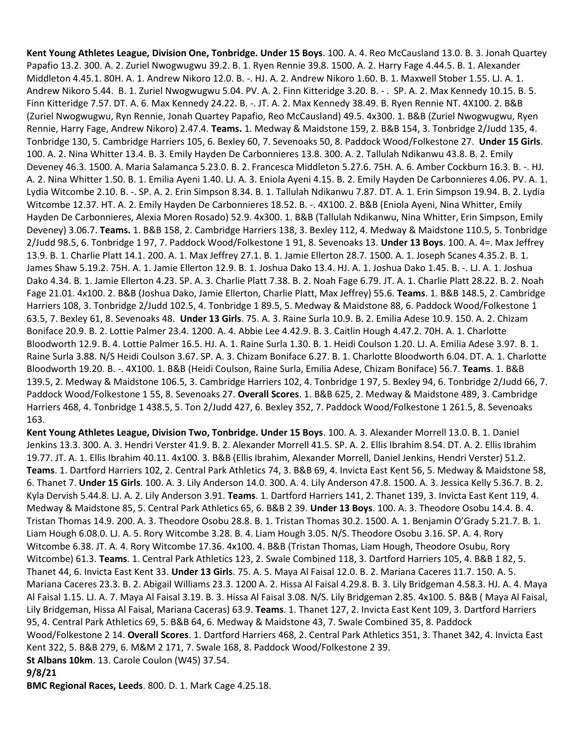**Kent Young Athletes League, Division One, Tonbridge. Under 15 Boys**. 100. A. 4. Reo McCausland 13.0. B. 3. Jonah Quartey Papafio 13.2. 300. A. 2. Zuriel Nwogwugwu 39.2. B. 1. Ryen Rennie 39.8. 1500. A. 2. Harry Fage 4.44.5. B. 1. Alexander Middleton 4.45.1. 80H. A. 1. Andrew Nikoro 12.0. B. -. HJ. A. 2. Andrew Nikoro 1.60. B. 1. Maxwell Stober 1.55. LJ. A. 1. Andrew Nikoro 5.44. B. 1. Zuriel Nwogwugwu 5.04. PV. A. 2. Finn Kitteridge 3.20. B. - . SP. A. 2. Max Kennedy 10.15. B. 5. Finn Kitteridge 7.57. DT. A. 6. Max Kennedy 24.22. B. -. JT. A. 2. Max Kennedy 38.49. B. Ryen Rennie NT. 4X100. 2. B&B (Zuriel Nwogwugwu, Ryn Rennie, Jonah Quartey Papafio, Reo McCausland) 49.5. 4x300. 1. B&B (Zuriel Nwogwugwu, Ryen Rennie, Harry Fage, Andrew Nikoro) 2.47.4. **Teams.** 1. Medway & Maidstone 159, 2. B&B 154, 3. Tonbridge 2/Judd 135, 4. Tonbridge 130, 5. Cambridge Harriers 105, 6. Bexley 60, 7. Sevenoaks 50, 8. Paddock Wood/Folkestone 27. **Under 15 Girls**. 100. A. 2. Nina Whitter 13.4. B. 3. Emily Hayden De Carbonnieres 13.8. 300. A. 2. Tallulah Ndikanwu 43.8. B. 2. Emily Deveney 46.3. 1500. A. Maria Salamanca 5.23.0. B. 2. Francesca Middleton 5.27.6. 75H. A. 6. Amber Cockburn 16.3. B. -. HJ. A. 2. Nina Whitter 1.50. B. 1. Emilia Ayeni 1.40. LJ. A. 3. Eniola Ayeni 4.15. B. 2. Emily Hayden De Carbonnieres 4.06. PV. A. 1. Lydia Witcombe 2.10. B. -. SP. A. 2. Erin Simpson 8.34. B. 1. Tallulah Ndikanwu 7.87. DT. A. 1. Erin Simpson 19.94. B. 2. Lydia Witcombe 12.37. HT. A. 2. Emily Hayden De Carbonnieres 18.52. B. -. 4X100. 2. B&B (Eniola Ayeni, Nina Whitter, Emily Hayden De Carbonnieres, Alexia Moren Rosado) 52.9. 4x300. 1. B&B (Tallulah Ndikanwu, Nina Whitter, Erin Simpson, Emily Deveney) 3.06.7. **Teams.** 1. B&B 158, 2. Cambridge Harriers 138, 3. Bexley 112, 4. Medway & Maidstone 110.5, 5. Tonbridge 2/Judd 98.5, 6. Tonbridge 1 97, 7. Paddock Wood/Folkestone 1 91, 8. Sevenoaks 13. **Under 13 Boys**. 100. A. 4=. Max Jeffrey 13.9. B. 1. Charlie Platt 14.1. 200. A. 1. Max Jeffrey 27.1. B. 1. Jamie Ellerton 28.7. 1500. A. 1. Joseph Scanes 4.35.2. B. 1. James Shaw 5.19.2. 75H. A. 1. Jamie Ellerton 12.9. B. 1. Joshua Dako 13.4. HJ. A. 1. Joshua Dako 1.45. B. -. LJ. A. 1. Joshua Dako 4.34. B. 1. Jamie Ellerton 4.23. SP. A. 3. Charlie Platt 7.38. B. 2. Noah Fage 6.79. JT. A. 1. Charlie Platt 28.22. B. 2. Noah Fage 21.01. 4x100. 2. B&B (Joshua Dako, Jamie Ellerton, Charlie Platt, Max Jeffrey) 55.6. **Teams**. 1. B&B 148.5, 2. Cambridge Harriers 108, 3. Tonbridge 2/Judd 102.5, 4. Tonbridge 1 89.5, 5. Medway & Maidstone 88, 6. Paddock Wood/Folkestone 1 63.5, 7. Bexley 61, 8. Sevenoaks 48. **Under 13 Girls**. 75. A. 3. Raine Surla 10.9. B. 2. Emilia Adese 10.9. 150. A. 2. Chizam Boniface 20.9. B. 2. Lottie Palmer 23.4. 1200. A. 4. Abbie Lee 4.42.9. B. 3. Caitlin Hough 4.47.2. 70H. A. 1. Charlotte Bloodworth 12.9. B. 4. Lottie Palmer 16.5. HJ. A. 1. Raine Surla 1.30. B. 1. Heidi Coulson 1.20. LJ. A. Emilia Adese 3.97. B. 1. Raine Surla 3.88. N/S Heidi Coulson 3.67. SP. A. 3. Chizam Boniface 6.27. B. 1. Charlotte Bloodworth 6.04. DT. A. 1. Charlotte Bloodworth 19.20. B. -. 4X100. 1. B&B (Heidi Coulson, Raine Surla, Emilia Adese, Chizam Boniface) 56.7. **Teams**. 1. B&B 139.5, 2. Medway & Maidstone 106.5, 3. Cambridge Harriers 102, 4. Tonbridge 1 97, 5. Bexley 94, 6. Tonbridge 2/Judd 66, 7. Paddock Wood/Folkestone 1 55, 8. Sevenoaks 27. **Overall Scores**. 1. B&B 625, 2. Medway & Maidstone 489, 3. Cambridge Harriers 468, 4. Tonbridge 1 438.5, 5. Ton 2/Judd 427, 6. Bexley 352, 7. Paddock Wood/Folkestone 1 261.5, 8. Sevenoaks 163.

**Kent Young Athletes League, Division Two, Tonbridge. Under 15 Boys**. 100. A. 3. Alexander Morrell 13.0. B. 1. Daniel Jenkins 13.3. 300. A. 3. Hendri Verster 41.9. B. 2. Alexander Morrell 41.5. SP. A. 2. Ellis Ibrahim 8.54. DT. A. 2. Ellis Ibrahim 19.77. JT. A. 1. Ellis Ibrahim 40.11. 4x100. 3. B&B (Ellis Ibrahim, Alexander Morrell, Daniel Jenkins, Hendri Verster) 51.2. **Teams**. 1. Dartford Harriers 102, 2. Central Park Athletics 74, 3. B&B 69, 4. Invicta East Kent 56, 5. Medway & Maidstone 58, 6. Thanet 7. **Under 15 Girls**. 100. A. 3. Lily Anderson 14.0. 300. A. 4. Lily Anderson 47.8. 1500. A. 3. Jessica Kelly 5.36.7. B. 2. Kyla Dervish 5.44.8. LJ. A. 2. Lily Anderson 3.91. **Teams**. 1. Dartford Harriers 141, 2. Thanet 139, 3. Invicta East Kent 119, 4. Medway & Maidstone 85, 5. Central Park Athletics 65, 6. B&B 2 39. **Under 13 Boys**. 100. A. 3. Theodore Osobu 14.4. B. 4. Tristan Thomas 14.9. 200. A. 3. Theodore Osobu 28.8. B. 1. Tristan Thomas 30.2. 1500. A. 1. Benjamin O'Grady 5.21.7. B. 1. Liam Hough 6.08.0. LJ. A. 5. Rory Witcombe 3.28. B. 4. Liam Hough 3.05. N/S. Theodore Osobu 3.16. SP. A. 4. Rory Witcombe 6.38. JT. A. 4. Rory Witcombe 17.36. 4x100. 4. B&B (Tristan Thomas, Liam Hough, Theodore Osubu, Rory Witcombe) 61.3. **Teams**. 1. Central Park Athletics 123, 2. Swale Combined 118, 3. Dartford Harriers 105, 4. B&B 1 82, 5. Thanet 44, 6. Invicta East Kent 33. **Under 13 Girls**. 75. A. 5. Maya Al Faisal 12.0. B. 2. Mariana Caceres 11.7. 150. A. 5. Mariana Caceres 23.3. B. 2. Abigail Williams 23.3. 1200 A. 2. Hissa Al Faisal 4.29.8. B. 3. Lily Bridgeman 4.58.3. HJ. A. 4. Maya Al Faisal 1.15. LJ. A. 7. Maya Al Faisal 3.19. B. 3. Hissa Al Faisal 3.08. N/S. Lily Bridgeman 2.85. 4x100. 5. B&B ( Maya Al Faisal, Lily Bridgeman, Hissa Al Faisal, Mariana Caceras) 63.9. **Teams**. 1. Thanet 127, 2. Invicta East Kent 109, 3. Dartford Harriers 95, 4. Central Park Athletics 69, 5. B&B 64, 6. Medway & Maidstone 43, 7. Swale Combined 35, 8. Paddock Wood/Folkestone 2 14. **Overall Scores**. 1. Dartford Harriers 468, 2. Central Park Athletics 351, 3. Thanet 342, 4. Invicta East Kent 322, 5. B&B 279, 6. M&M 2 171, 7. Swale 168, 8. Paddock Wood/Folkestone 2 39.

**St Albans 10km**. 13. Carole Coulon (W45) 37.54.

**9/8/21**

**BMC Regional Races, Leeds**. 800. D. 1. Mark Cage 4.25.18.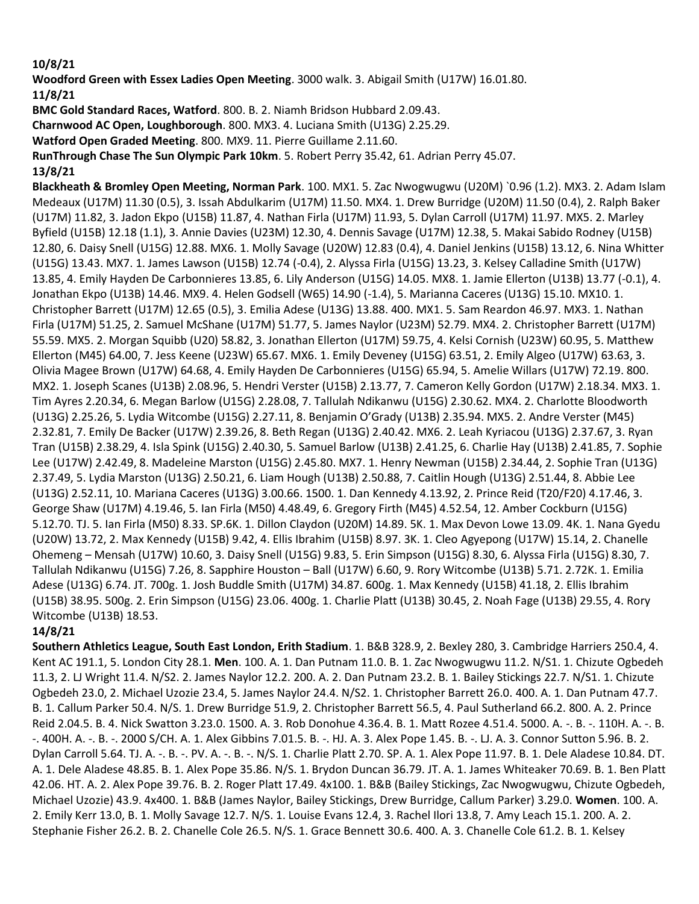**10/8/21**

**Woodford Green with Essex Ladies Open Meeting**. 3000 walk. 3. Abigail Smith (U17W) 16.01.80.

**11/8/21**

**BMC Gold Standard Races, Watford**. 800. B. 2. Niamh Bridson Hubbard 2.09.43.

**Charnwood AC Open, Loughborough**. 800. MX3. 4. Luciana Smith (U13G) 2.25.29.

**Watford Open Graded Meeting**. 800. MX9. 11. Pierre Guillame 2.11.60.

**RunThrough Chase The Sun Olympic Park 10km**. 5. Robert Perry 35.42, 61. Adrian Perry 45.07.

**13/8/21**

**Blackheath & Bromley Open Meeting, Norman Park**. 100. MX1. 5. Zac Nwogwugwu (U20M) `0.96 (1.2). MX3. 2. Adam Islam Medeaux (U17M) 11.30 (0.5), 3. Issah Abdulkarim (U17M) 11.50. MX4. 1. Drew Burridge (U20M) 11.50 (0.4), 2. Ralph Baker (U17M) 11.82, 3. Jadon Ekpo (U15B) 11.87, 4. Nathan Firla (U17M) 11.93, 5. Dylan Carroll (U17M) 11.97. MX5. 2. Marley Byfield (U15B) 12.18 (1.1), 3. Annie Davies (U23M) 12.30, 4. Dennis Savage (U17M) 12.38, 5. Makai Sabido Rodney (U15B) 12.80, 6. Daisy Snell (U15G) 12.88. MX6. 1. Molly Savage (U20W) 12.83 (0.4), 4. Daniel Jenkins (U15B) 13.12, 6. Nina Whitter (U15G) 13.43. MX7. 1. James Lawson (U15B) 12.74 (-0.4), 2. Alyssa Firla (U15G) 13.23, 3. Kelsey Calladine Smith (U17W) 13.85, 4. Emily Hayden De Carbonnieres 13.85, 6. Lily Anderson (U15G) 14.05. MX8. 1. Jamie Ellerton (U13B) 13.77 (-0.1), 4. Jonathan Ekpo (U13B) 14.46. MX9. 4. Helen Godsell (W65) 14.90 (-1.4), 5. Marianna Caceres (U13G) 15.10. MX10. 1. Christopher Barrett (U17M) 12.65 (0.5), 3. Emilia Adese (U13G) 13.88. 400. MX1. 5. Sam Reardon 46.97. MX3. 1. Nathan Firla (U17M) 51.25, 2. Samuel McShane (U17M) 51.77, 5. James Naylor (U23M) 52.79. MX4. 2. Christopher Barrett (U17M) 55.59. MX5. 2. Morgan Squibb (U20) 58.82, 3. Jonathan Ellerton (U17M) 59.75, 4. Kelsi Cornish (U23W) 60.95, 5. Matthew Ellerton (M45) 64.00, 7. Jess Keene (U23W) 65.67. MX6. 1. Emily Deveney (U15G) 63.51, 2. Emily Algeo (U17W) 63.63, 3. Olivia Magee Brown (U17W) 64.68, 4. Emily Hayden De Carbonnieres (U15G) 65.94, 5. Amelie Willars (U17W) 72.19. 800. MX2. 1. Joseph Scanes (U13B) 2.08.96, 5. Hendri Verster (U15B) 2.13.77, 7. Cameron Kelly Gordon (U17W) 2.18.34. MX3. 1. Tim Ayres 2.20.34, 6. Megan Barlow (U15G) 2.28.08, 7. Tallulah Ndikanwu (U15G) 2.30.62. MX4. 2. Charlotte Bloodworth (U13G) 2.25.26, 5. Lydia Witcombe (U15G) 2.27.11, 8. Benjamin O'Grady (U13B) 2.35.94. MX5. 2. Andre Verster (M45) 2.32.81, 7. Emily De Backer (U17W) 2.39.26, 8. Beth Regan (U13G) 2.40.42. MX6. 2. Leah Kyriacou (U13G) 2.37.67, 3. Ryan Tran (U15B) 2.38.29, 4. Isla Spink (U15G) 2.40.30, 5. Samuel Barlow (U13B) 2.41.25, 6. Charlie Hay (U13B) 2.41.85, 7. Sophie Lee (U17W) 2.42.49, 8. Madeleine Marston (U15G) 2.45.80. MX7. 1. Henry Newman (U15B) 2.34.44, 2. Sophie Tran (U13G) 2.37.49, 5. Lydia Marston (U13G) 2.50.21, 6. Liam Hough (U13B) 2.50.88, 7. Caitlin Hough (U13G) 2.51.44, 8. Abbie Lee (U13G) 2.52.11, 10. Mariana Caceres (U13G) 3.00.66. 1500. 1. Dan Kennedy 4.13.92, 2. Prince Reid (T20/F20) 4.17.46, 3. George Shaw (U17M) 4.19.46, 5. Ian Firla (M50) 4.48.49, 6. Gregory Firth (M45) 4.52.54, 12. Amber Cockburn (U15G) 5.12.70. TJ. 5. Ian Firla (M50) 8.33. SP.6K. 1. Dillon Claydon (U20M) 14.89. 5K. 1. Max Devon Lowe 13.09. 4K. 1. Nana Gyedu (U20W) 13.72, 2. Max Kennedy (U15B) 9.42, 4. Ellis Ibrahim (U15B) 8.97. 3K. 1. Cleo Agyepong (U17W) 15.14, 2. Chanelle Ohemeng – Mensah (U17W) 10.60, 3. Daisy Snell (U15G) 9.83, 5. Erin Simpson (U15G) 8.30, 6. Alyssa Firla (U15G) 8.30, 7. Tallulah Ndikanwu (U15G) 7.26, 8. Sapphire Houston – Ball (U17W) 6.60, 9. Rory Witcombe (U13B) 5.71. 2.72K. 1. Emilia Adese (U13G) 6.74. JT. 700g. 1. Josh Buddle Smith (U17M) 34.87. 600g. 1. Max Kennedy (U15B) 41.18, 2. Ellis Ibrahim (U15B) 38.95. 500g. 2. Erin Simpson (U15G) 23.06. 400g. 1. Charlie Platt (U13B) 30.45, 2. Noah Fage (U13B) 29.55, 4. Rory Witcombe (U13B) 18.53.

**14/8/21**

**Southern Athletics League, South East London, Erith Stadium**. 1. B&B 328.9, 2. Bexley 280, 3. Cambridge Harriers 250.4, 4. Kent AC 191.1, 5. London City 28.1. **Men**. 100. A. 1. Dan Putnam 11.0. B. 1. Zac Nwogwugwu 11.2. N/S1. 1. Chizute Ogbedeh 11.3, 2. LJ Wright 11.4. N/S2. 2. James Naylor 12.2. 200. A. 2. Dan Putnam 23.2. B. 1. Bailey Stickings 22.7. N/S1. 1. Chizute Ogbedeh 23.0, 2. Michael Uzozie 23.4, 5. James Naylor 24.4. N/S2. 1. Christopher Barrett 26.0. 400. A. 1. Dan Putnam 47.7. B. 1. Callum Parker 50.4. N/S. 1. Drew Burridge 51.9, 2. Christopher Barrett 56.5, 4. Paul Sutherland 66.2. 800. A. 2. Prince Reid 2.04.5. B. 4. Nick Swatton 3.23.0. 1500. A. 3. Rob Donohue 4.36.4. B. 1. Matt Rozee 4.51.4. 5000. A. -. B. -. 110H. A. -. B. -. 400H. A. -. B. -. 2000 S/CH. A. 1. Alex Gibbins 7.01.5. B. -. HJ. A. 3. Alex Pope 1.45. B. -. LJ. A. 3. Connor Sutton 5.96. B. 2. Dylan Carroll 5.64. TJ. A. -. B. -. PV. A. -. B. -. N/S. 1. Charlie Platt 2.70. SP. A. 1. Alex Pope 11.97. B. 1. Dele Aladese 10.84. DT. A. 1. Dele Aladese 48.85. B. 1. Alex Pope 35.86. N/S. 1. Brydon Duncan 36.79. JT. A. 1. James Whiteaker 70.69. B. 1. Ben Platt 42.06. HT. A. 2. Alex Pope 39.76. B. 2. Roger Platt 17.49. 4x100. 1. B&B (Bailey Stickings, Zac Nwogwugwu, Chizute Ogbedeh, Michael Uzozie) 43.9. 4x400. 1. B&B (James Naylor, Bailey Stickings, Drew Burridge, Callum Parker) 3.29.0. **Women**. 100. A. 2. Emily Kerr 13.0, B. 1. Molly Savage 12.7. N/S. 1. Louise Evans 12.4, 3. Rachel Ilori 13.8, 7. Amy Leach 15.1. 200. A. 2. Stephanie Fisher 26.2. B. 2. Chanelle Cole 26.5. N/S. 1. Grace Bennett 30.6. 400. A. 3. Chanelle Cole 61.2. B. 1. Kelsey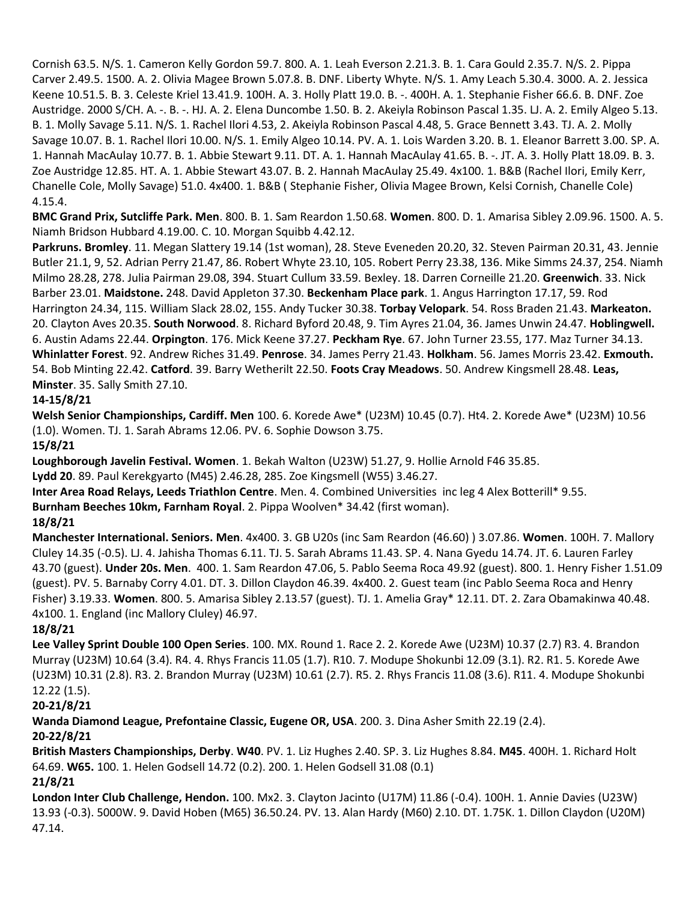Cornish 63.5. N/S. 1. Cameron Kelly Gordon 59.7. 800. A. 1. Leah Everson 2.21.3. B. 1. Cara Gould 2.35.7. N/S. 2. Pippa Carver 2.49.5. 1500. A. 2. Olivia Magee Brown 5.07.8. B. DNF. Liberty Whyte. N/S. 1. Amy Leach 5.30.4. 3000. A. 2. Jessica Keene 10.51.5. B. 3. Celeste Kriel 13.41.9. 100H. A. 3. Holly Platt 19.0. B. -. 400H. A. 1. Stephanie Fisher 66.6. B. DNF. Zoe Austridge. 2000 S/CH. A. -. B. -. HJ. A. 2. Elena Duncombe 1.50. B. 2. Akeiyla Robinson Pascal 1.35. LJ. A. 2. Emily Algeo 5.13. B. 1. Molly Savage 5.11. N/S. 1. Rachel Ilori 4.53, 2. Akeiyla Robinson Pascal 4.48, 5. Grace Bennett 3.43. TJ. A. 2. Molly Savage 10.07. B. 1. Rachel Ilori 10.00. N/S. 1. Emily Algeo 10.14. PV. A. 1. Lois Warden 3.20. B. 1. Eleanor Barrett 3.00. SP. A. 1. Hannah MacAulay 10.77. B. 1. Abbie Stewart 9.11. DT. A. 1. Hannah MacAulay 41.65. B. -. JT. A. 3. Holly Platt 18.09. B. 3. Zoe Austridge 12.85. HT. A. 1. Abbie Stewart 43.07. B. 2. Hannah MacAulay 25.49. 4x100. 1. B&B (Rachel Ilori, Emily Kerr, Chanelle Cole, Molly Savage) 51.0. 4x400. 1. B&B ( Stephanie Fisher, Olivia Magee Brown, Kelsi Cornish, Chanelle Cole) 4.15.4.

**BMC Grand Prix, Sutcliffe Park. Men**. 800. B. 1. Sam Reardon 1.50.68. **Women**. 800. D. 1. Amarisa Sibley 2.09.96. 1500. A. 5. Niamh Bridson Hubbard 4.19.00. C. 10. Morgan Squibb 4.42.12.

**Parkruns. Bromley**. 11. Megan Slattery 19.14 (1st woman), 28. Steve Eveneden 20.20, 32. Steven Pairman 20.31, 43. Jennie Butler 21.1, 9, 52. Adrian Perry 21.47, 86. Robert Whyte 23.10, 105. Robert Perry 23.38, 136. Mike Simms 24.37, 254. Niamh Milmo 28.28, 278. Julia Pairman 29.08, 394. Stuart Cullum 33.59. Bexley. 18. Darren Corneille 21.20. **Greenwich**. 33. Nick Barber 23.01. **Maidstone.** 248. David Appleton 37.30. **Beckenham Place park**. 1. Angus Harrington 17.17, 59. Rod Harrington 24.34, 115. William Slack 28.02, 155. Andy Tucker 30.38. **Torbay Velopark**. 54. Ross Braden 21.43. **Markeaton.** 20. Clayton Aves 20.35. **South Norwood**. 8. Richard Byford 20.48, 9. Tim Ayres 21.04, 36. James Unwin 24.47. **Hoblingwell.** 6. Austin Adams 22.44. **Orpington**. 176. Mick Keene 37.27. **Peckham Rye**. 67. John Turner 23.55, 177. Maz Turner 34.13. **Whinlatter Forest**. 92. Andrew Riches 31.49. **Penrose**. 34. James Perry 21.43. **Holkham**. 56. James Morris 23.42. **Exmouth.** 54. Bob Minting 22.42. **Catford**. 39. Barry Wetherilt 22.50. **Foots Cray Meadows**. 50. Andrew Kingsmell 28.48. **Leas, Minster**. 35. Sally Smith 27.10.

**14-15/8/21**

**Welsh Senior Championships, Cardiff. Men** 100. 6. Korede Awe* (U23M) 10.45 (0.7). Ht4. 2. Korede Awe* (U23M) 10.56 (1.0). Women. TJ. 1. Sarah Abrams 12.06. PV. 6. Sophie Dowson 3.75.

**15/8/21**

**Loughborough Javelin Festival. Women**. 1. Bekah Walton (U23W) 51.27, 9. Hollie Arnold F46 35.85.

**Lydd 20**. 89. Paul Kerekgyarto (M45) 2.46.28, 285. Zoe Kingsmell (W55) 3.46.27.

**Inter Area Road Relays, Leeds Triathlon Centre**. Men. 4. Combined Universities inc leg 4 Alex Botterill* 9.55.

**Burnham Beeches 10km, Farnham Royal**. 2. Pippa Woolven* 34.42 (first woman).

**18/8/21**

**Manchester International. Seniors. Men**. 4x400. 3. GB U20s (inc Sam Reardon (46.60) ) 3.07.86. **Women**. 100H. 7. Mallory Cluley 14.35 (-0.5). LJ. 4. Jahisha Thomas 6.11. TJ. 5. Sarah Abrams 11.43. SP. 4. Nana Gyedu 14.74. JT. 6. Lauren Farley 43.70 (guest). **Under 20s. Men**. 400. 1. Sam Reardon 47.06, 5. Pablo Seema Roca 49.92 (guest). 800. 1. Henry Fisher 1.51.09 (guest). PV. 5. Barnaby Corry 4.01. DT. 3. Dillon Claydon 46.39. 4x400. 2. Guest team (inc Pablo Seema Roca and Henry Fisher) 3.19.33. **Women**. 800. 5. Amarisa Sibley 2.13.57 (guest). TJ. 1. Amelia Gray* 12.11. DT. 2. Zara Obamakinwa 40.48. 4x100. 1. England (inc Mallory Cluley) 46.97.

**18/8/21**

**Lee Valley Sprint Double 100 Open Series**. 100. MX. Round 1. Race 2. 2. Korede Awe (U23M) 10.37 (2.7) R3. 4. Brandon Murray (U23M) 10.64 (3.4). R4. 4. Rhys Francis 11.05 (1.7). R10. 7. Modupe Shokunbi 12.09 (3.1). R2. R1. 5. Korede Awe (U23M) 10.31 (2.8). R3. 2. Brandon Murray (U23M) 10.61 (2.7). R5. 2. Rhys Francis 11.08 (3.6). R11. 4. Modupe Shokunbi 12.22 (1.5).

**20-21/8/21**

**Wanda Diamond League, Prefontaine Classic, Eugene OR, USA**. 200. 3. Dina Asher Smith 22.19 (2.4).

**20-22/8/21**

**British Masters Championships, Derby**. **W40**. PV. 1. Liz Hughes 2.40. SP. 3. Liz Hughes 8.84. **M45**. 400H. 1. Richard Holt 64.69. **W65.** 100. 1. Helen Godsell 14.72 (0.2). 200. 1. Helen Godsell 31.08 (0.1)

**21/8/21**

**London Inter Club Challenge, Hendon.** 100. Mx2. 3. Clayton Jacinto (U17M) 11.86 (-0.4). 100H. 1. Annie Davies (U23W) 13.93 (-0.3). 5000W. 9. David Hoben (M65) 36.50.24. PV. 13. Alan Hardy (M60) 2.10. DT. 1.75K. 1. Dillon Claydon (U20M) 47.14.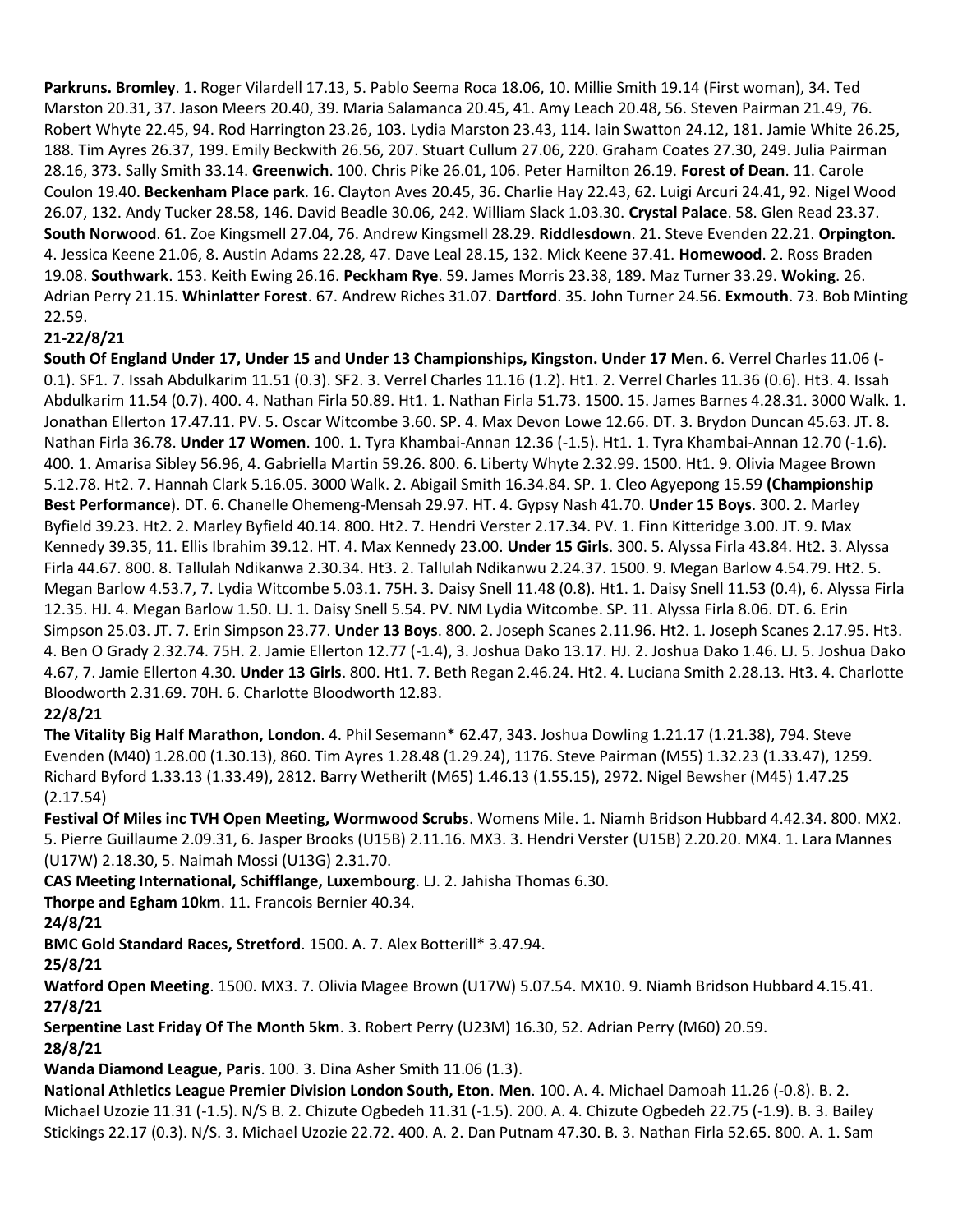**Parkruns. Bromley**. 1. Roger Vilardell 17.13, 5. Pablo Seema Roca 18.06, 10. Millie Smith 19.14 (First woman), 34. Ted Marston 20.31, 37. Jason Meers 20.40, 39. Maria Salamanca 20.45, 41. Amy Leach 20.48, 56. Steven Pairman 21.49, 76. Robert Whyte 22.45, 94. Rod Harrington 23.26, 103. Lydia Marston 23.43, 114. Iain Swatton 24.12, 181. Jamie White 26.25, 188. Tim Ayres 26.37, 199. Emily Beckwith 26.56, 207. Stuart Cullum 27.06, 220. Graham Coates 27.30, 249. Julia Pairman 28.16, 373. Sally Smith 33.14. **Greenwich**. 100. Chris Pike 26.01, 106. Peter Hamilton 26.19. **Forest of Dean**. 11. Carole Coulon 19.40. **Beckenham Place park**. 16. Clayton Aves 20.45, 36. Charlie Hay 22.43, 62. Luigi Arcuri 24.41, 92. Nigel Wood 26.07, 132. Andy Tucker 28.58, 146. David Beadle 30.06, 242. William Slack 1.03.30. **Crystal Palace**. 58. Glen Read 23.37. **South Norwood**. 61. Zoe Kingsmell 27.04, 76. Andrew Kingsmell 28.29. **Riddlesdown**. 21. Steve Evenden 22.21. **Orpington.** 4. Jessica Keene 21.06, 8. Austin Adams 22.28, 47. Dave Leal 28.15, 132. Mick Keene 37.41. **Homewood**. 2. Ross Braden 19.08. **Southwark**. 153. Keith Ewing 26.16. **Peckham Rye**. 59. James Morris 23.38, 189. Maz Turner 33.29. **Woking**. 26. Adrian Perry 21.15. **Whinlatter Forest**. 67. Andrew Riches 31.07. **Dartford**. 35. John Turner 24.56. **Exmouth**. 73. Bob Minting 22.59.

**21-22/8/21**

**South Of England Under 17, Under 15 and Under 13 Championships, Kingston. Under 17 Men**. 6. Verrel Charles 11.06 (-0.1). SF1. 7. Issah Abdulkarim 11.51 (0.3). SF2. 3. Verrel Charles 11.16 (1.2). Ht1. 2. Verrel Charles 11.36 (0.6). Ht3. 4. Issah Abdulkarim 11.54 (0.7). 400. 4. Nathan Firla 50.89. Ht1. 1. Nathan Firla 51.73. 1500. 15. James Barnes 4.28.31. 3000 Walk. 1. Jonathan Ellerton 17.47.11. PV. 5. Oscar Witcombe 3.60. SP. 4. Max Devon Lowe 12.66. DT. 3. Brydon Duncan 45.63. JT. 8. Nathan Firla 36.78. **Under 17 Women**. 100. 1. Tyra Khambai-Annan 12.36 (-1.5). Ht1. 1. Tyra Khambai-Annan 12.70 (-1.6). 400. 1. Amarisa Sibley 56.96, 4. Gabriella Martin 59.26. 800. 6. Liberty Whyte 2.32.99. 1500. Ht1. 9. Olivia Magee Brown 5.12.78. Ht2. 7. Hannah Clark 5.16.05. 3000 Walk. 2. Abigail Smith 16.34.84. SP. 1. Cleo Agyepong 15.59 **(Championship Best Performance**). DT. 6. Chanelle Ohemeng-Mensah 29.97. HT. 4. Gypsy Nash 41.70. **Under 15 Boys**. 300. 2. Marley Byfield 39.23. Ht2. 2. Marley Byfield 40.14. 800. Ht2. 7. Hendri Verster 2.17.34. PV. 1. Finn Kitteridge 3.00. JT. 9. Max Kennedy 39.35, 11. Ellis Ibrahim 39.12. HT. 4. Max Kennedy 23.00. **Under 15 Girls**. 300. 5. Alyssa Firla 43.84. Ht2. 3. Alyssa Firla 44.67. 800. 8. Tallulah Ndikanwa 2.30.34. Ht3. 2. Tallulah Ndikanwu 2.24.37. 1500. 9. Megan Barlow 4.54.79. Ht2. 5. Megan Barlow 4.53.7, 7. Lydia Witcombe 5.03.1. 75H. 3. Daisy Snell 11.48 (0.8). Ht1. 1. Daisy Snell 11.53 (0.4), 6. Alyssa Firla 12.35. HJ. 4. Megan Barlow 1.50. LJ. 1. Daisy Snell 5.54. PV. NM Lydia Witcombe. SP. 11. Alyssa Firla 8.06. DT. 6. Erin Simpson 25.03. JT. 7. Erin Simpson 23.77. **Under 13 Boys**. 800. 2. Joseph Scanes 2.11.96. Ht2. 1. Joseph Scanes 2.17.95. Ht3. 4. Ben O Grady 2.32.74. 75H. 2. Jamie Ellerton 12.77 (-1.4), 3. Joshua Dako 13.17. HJ. 2. Joshua Dako 1.46. LJ. 5. Joshua Dako 4.67, 7. Jamie Ellerton 4.30. **Under 13 Girls**. 800. Ht1. 7. Beth Regan 2.46.24. Ht2. 4. Luciana Smith 2.28.13. Ht3. 4. Charlotte Bloodworth 2.31.69. 70H. 6. Charlotte Bloodworth 12.83.

**22/8/21**

**The Vitality Big Half Marathon, London**. 4. Phil Sesemann* 62.47, 343. Joshua Dowling 1.21.17 (1.21.38), 794. Steve Evenden (M40) 1.28.00 (1.30.13), 860. Tim Ayres 1.28.48 (1.29.24), 1176. Steve Pairman (M55) 1.32.23 (1.33.47), 1259. Richard Byford 1.33.13 (1.33.49), 2812. Barry Wetherilt (M65) 1.46.13 (1.55.15), 2972. Nigel Bewsher (M45) 1.47.25 (2.17.54)

**Festival Of Miles inc TVH Open Meeting, Wormwood Scrubs**. Womens Mile. 1. Niamh Bridson Hubbard 4.42.34. 800. MX2. 5. Pierre Guillaume 2.09.31, 6. Jasper Brooks (U15B) 2.11.16. MX3. 3. Hendri Verster (U15B) 2.20.20. MX4. 1. Lara Mannes (U17W) 2.18.30, 5. Naimah Mossi (U13G) 2.31.70.

**CAS Meeting International, Schifflange, Luxembourg**. LJ. 2. Jahisha Thomas 6.30.

**Thorpe and Egham 10km**. 11. Francois Bernier 40.34.

**24/8/21**

**BMC Gold Standard Races, Stretford**. 1500. A. 7. Alex Botterill* 3.47.94.

**25/8/21**

**Watford Open Meeting**. 1500. MX3. 7. Olivia Magee Brown (U17W) 5.07.54. MX10. 9. Niamh Bridson Hubbard 4.15.41.

**27/8/21**

**Serpentine Last Friday Of The Month 5km**. 3. Robert Perry (U23M) 16.30, 52. Adrian Perry (M60) 20.59.

**28/8/21**

**Wanda Diamond League, Paris**. 100. 3. Dina Asher Smith 11.06 (1.3).

**National Athletics League Premier Division London South, Eton**. **Men**. 100. A. 4. Michael Damoah 11.26 (-0.8). B. 2. Michael Uzozie 11.31 (-1.5). N/S B. 2. Chizute Ogbedeh 11.31 (-1.5). 200. A. 4. Chizute Ogbedeh 22.75 (-1.9). B. 3. Bailey Stickings 22.17 (0.3). N/S. 3. Michael Uzozie 22.72. 400. A. 2. Dan Putnam 47.30. B. 3. Nathan Firla 52.65. 800. A. 1. Sam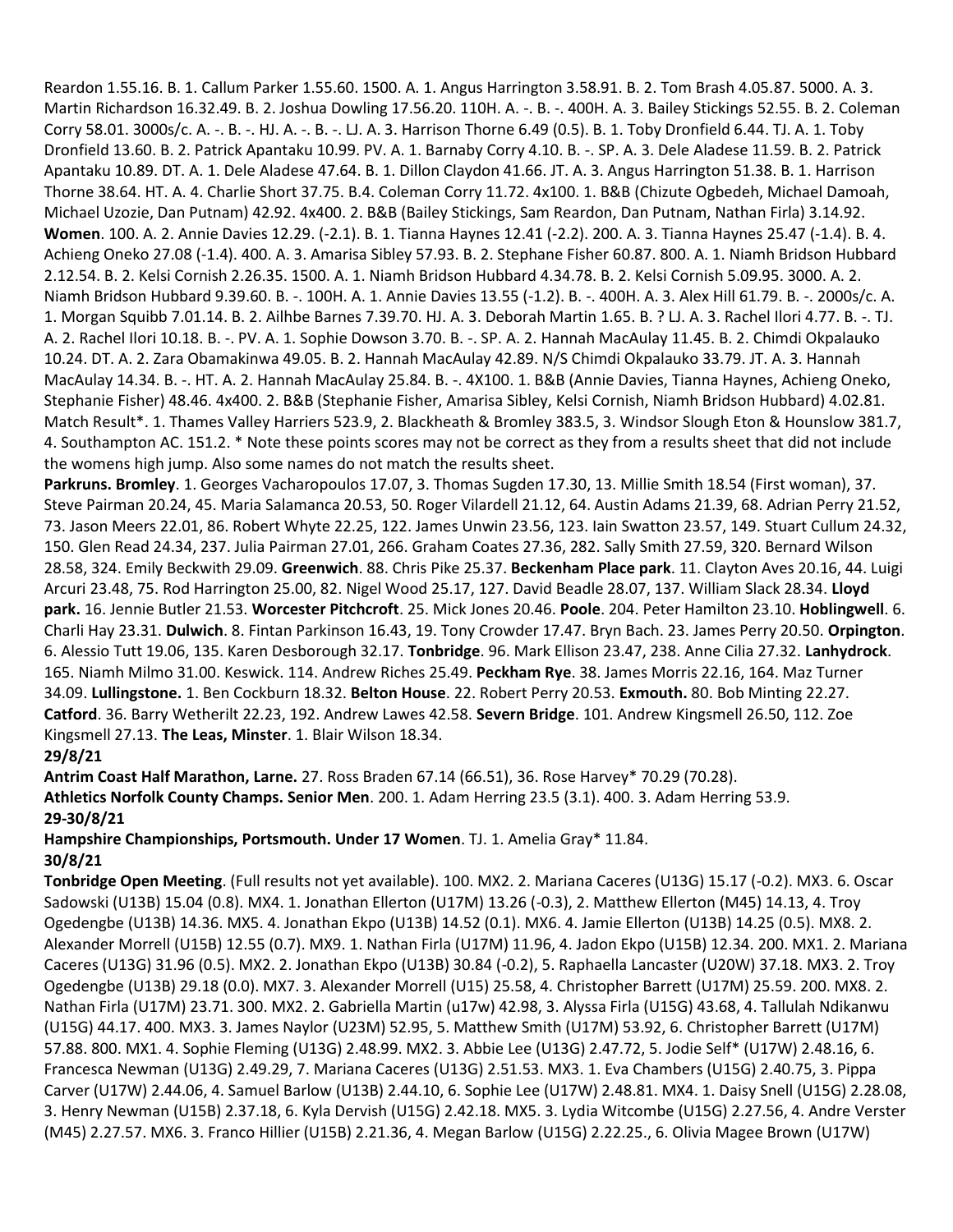Reardon 1.55.16. B. 1. Callum Parker 1.55.60. 1500. A. 1. Angus Harrington 3.58.91. B. 2. Tom Brash 4.05.87. 5000. A. 3. Martin Richardson 16.32.49. B. 2. Joshua Dowling 17.56.20. 110H. A. -. B. -. 400H. A. 3. Bailey Stickings 52.55. B. 2. Coleman Corry 58.01. 3000s/c. A. -. B. -. HJ. A. -. B. -. LJ. A. 3. Harrison Thorne 6.49 (0.5). B. 1. Toby Dronfield 6.44. TJ. A. 1. Toby Dronfield 13.60. B. 2. Patrick Apantaku 10.99. PV. A. 1. Barnaby Corry 4.10. B. -. SP. A. 3. Dele Aladese 11.59. B. 2. Patrick Apantaku 10.89. DT. A. 1. Dele Aladese 47.64. B. 1. Dillon Claydon 41.66. JT. A. 3. Angus Harrington 51.38. B. 1. Harrison Thorne 38.64. HT. A. 4. Charlie Short 37.75. B.4. Coleman Corry 11.72. 4x100. 1. B&B (Chizute Ogbedeh, Michael Damoah, Michael Uzozie, Dan Putnam) 42.92. 4x400. 2. B&B (Bailey Stickings, Sam Reardon, Dan Putnam, Nathan Firla) 3.14.92. **Women**. 100. A. 2. Annie Davies 12.29. (-2.1). B. 1. Tianna Haynes 12.41 (-2.2). 200. A. 3. Tianna Haynes 25.47 (-1.4). B. 4. Achieng Oneko 27.08 (-1.4). 400. A. 3. Amarisa Sibley 57.93. B. 2. Stephane Fisher 60.87. 800. A. 1. Niamh Bridson Hubbard 2.12.54. B. 2. Kelsi Cornish 2.26.35. 1500. A. 1. Niamh Bridson Hubbard 4.34.78. B. 2. Kelsi Cornish 5.09.95. 3000. A. 2. Niamh Bridson Hubbard 9.39.60. B. -. 100H. A. 1. Annie Davies 13.55 (-1.2). B. -. 400H. A. 3. Alex Hill 61.79. B. -. 2000s/c. A. 1. Morgan Squibb 7.01.14. B. 2. Ailhbe Barnes 7.39.70. HJ. A. 3. Deborah Martin 1.65. B. ? LJ. A. 3. Rachel Ilori 4.77. B. -. TJ. A. 2. Rachel Ilori 10.18. B. -. PV. A. 1. Sophie Dowson 3.70. B. -. SP. A. 2. Hannah MacAulay 11.45. B. 2. Chimdi Okpalauko 10.24. DT. A. 2. Zara Obamakinwa 49.05. B. 2. Hannah MacAulay 42.89. N/S Chimdi Okpalauko 33.79. JT. A. 3. Hannah MacAulay 14.34. B. -. HT. A. 2. Hannah MacAulay 25.84. B. -. 4X100. 1. B&B (Annie Davies, Tianna Haynes, Achieng Oneko, Stephanie Fisher) 48.46. 4x400. 2. B&B (Stephanie Fisher, Amarisa Sibley, Kelsi Cornish, Niamh Bridson Hubbard) 4.02.81. Match Result*. 1. Thames Valley Harriers 523.9, 2. Blackheath & Bromley 383.5, 3. Windsor Slough Eton & Hounslow 381.7, 4. Southampton AC. 151.2. * Note these points scores may not be correct as they from a results sheet that did not include the womens high jump. Also some names do not match the results sheet.

**Parkruns. Bromley**. 1. Georges Vacharopoulos 17.07, 3. Thomas Sugden 17.30, 13. Millie Smith 18.54 (First woman), 37. Steve Pairman 20.24, 45. Maria Salamanca 20.53, 50. Roger Vilardell 21.12, 64. Austin Adams 21.39, 68. Adrian Perry 21.52, 73. Jason Meers 22.01, 86. Robert Whyte 22.25, 122. James Unwin 23.56, 123. Iain Swatton 23.57, 149. Stuart Cullum 24.32, 150. Glen Read 24.34, 237. Julia Pairman 27.01, 266. Graham Coates 27.36, 282. Sally Smith 27.59, 320. Bernard Wilson 28.58, 324. Emily Beckwith 29.09. **Greenwich**. 88. Chris Pike 25.37. **Beckenham Place park**. 11. Clayton Aves 20.16, 44. Luigi Arcuri 23.48, 75. Rod Harrington 25.00, 82. Nigel Wood 25.17, 127. David Beadle 28.07, 137. William Slack 28.34. **Lloyd park.** 16. Jennie Butler 21.53. **Worcester Pitchcroft**. 25. Mick Jones 20.46. **Poole**. 204. Peter Hamilton 23.10. **Hoblingwell**. 6. Charli Hay 23.31. **Dulwich**. 8. Fintan Parkinson 16.43, 19. Tony Crowder 17.47. Bryn Bach. 23. James Perry 20.50. **Orpington**. 6. Alessio Tutt 19.06, 135. Karen Desborough 32.17. **Tonbridge**. 96. Mark Ellison 23.47, 238. Anne Cilia 27.32. **Lanhydrock**. 165. Niamh Milmo 31.00. Keswick. 114. Andrew Riches 25.49. **Peckham Rye**. 38. James Morris 22.16, 164. Maz Turner 34.09. **Lullingstone.** 1. Ben Cockburn 18.32. **Belton House**. 22. Robert Perry 20.53. **Exmouth.** 80. Bob Minting 22.27. **Catford**. 36. Barry Wetherilt 22.23, 192. Andrew Lawes 42.58. **Severn Bridge**. 101. Andrew Kingsmell 26.50, 112. Zoe Kingsmell 27.13. **The Leas, Minster**. 1. Blair Wilson 18.34.

**29/8/21**

**Antrim Coast Half Marathon, Larne.** 27. Ross Braden 67.14 (66.51), 36. Rose Harvey* 70.29 (70.28).

**Athletics Norfolk County Champs. Senior Men**. 200. 1. Adam Herring 23.5 (3.1). 400. 3. Adam Herring 53.9.

**29-30/8/21**

**Hampshire Championships, Portsmouth. Under 17 Women**. TJ. 1. Amelia Gray* 11.84.

**30/8/21**

**Tonbridge Open Meeting**. (Full results not yet available). 100. MX2. 2. Mariana Caceres (U13G) 15.17 (-0.2). MX3. 6. Oscar Sadowski (U13B) 15.04 (0.8). MX4. 1. Jonathan Ellerton (U17M) 13.26 (-0.3), 2. Matthew Ellerton (M45) 14.13, 4. Troy Ogedengbe (U13B) 14.36. MX5. 4. Jonathan Ekpo (U13B) 14.52 (0.1). MX6. 4. Jamie Ellerton (U13B) 14.25 (0.5). MX8. 2. Alexander Morrell (U15B) 12.55 (0.7). MX9. 1. Nathan Firla (U17M) 11.96, 4. Jadon Ekpo (U15B) 12.34. 200. MX1. 2. Mariana Caceres (U13G) 31.96 (0.5). MX2. 2. Jonathan Ekpo (U13B) 30.84 (-0.2), 5. Raphaella Lancaster (U20W) 37.18. MX3. 2. Troy Ogedengbe (U13B) 29.18 (0.0). MX7. 3. Alexander Morrell (U15) 25.58, 4. Christopher Barrett (U17M) 25.59. 200. MX8. 2. Nathan Firla (U17M) 23.71. 300. MX2. 2. Gabriella Martin (u17w) 42.98, 3. Alyssa Firla (U15G) 43.68, 4. Tallulah Ndikanwu (U15G) 44.17. 400. MX3. 3. James Naylor (U23M) 52.95, 5. Matthew Smith (U17M) 53.92, 6. Christopher Barrett (U17M) 57.88. 800. MX1. 4. Sophie Fleming (U13G) 2.48.99. MX2. 3. Abbie Lee (U13G) 2.47.72, 5. Jodie Self* (U17W) 2.48.16, 6. Francesca Newman (U13G) 2.49.29, 7. Mariana Caceres (U13G) 2.51.53. MX3. 1. Eva Chambers (U15G) 2.40.75, 3. Pippa Carver (U17W) 2.44.06, 4. Samuel Barlow (U13B) 2.44.10, 6. Sophie Lee (U17W) 2.48.81. MX4. 1. Daisy Snell (U15G) 2.28.08, 3. Henry Newman (U15B) 2.37.18, 6. Kyla Dervish (U15G) 2.42.18. MX5. 3. Lydia Witcombe (U15G) 2.27.56, 4. Andre Verster (M45) 2.27.57. MX6. 3. Franco Hillier (U15B) 2.21.36, 4. Megan Barlow (U15G) 2.22.25., 6. Olivia Magee Brown (U17W)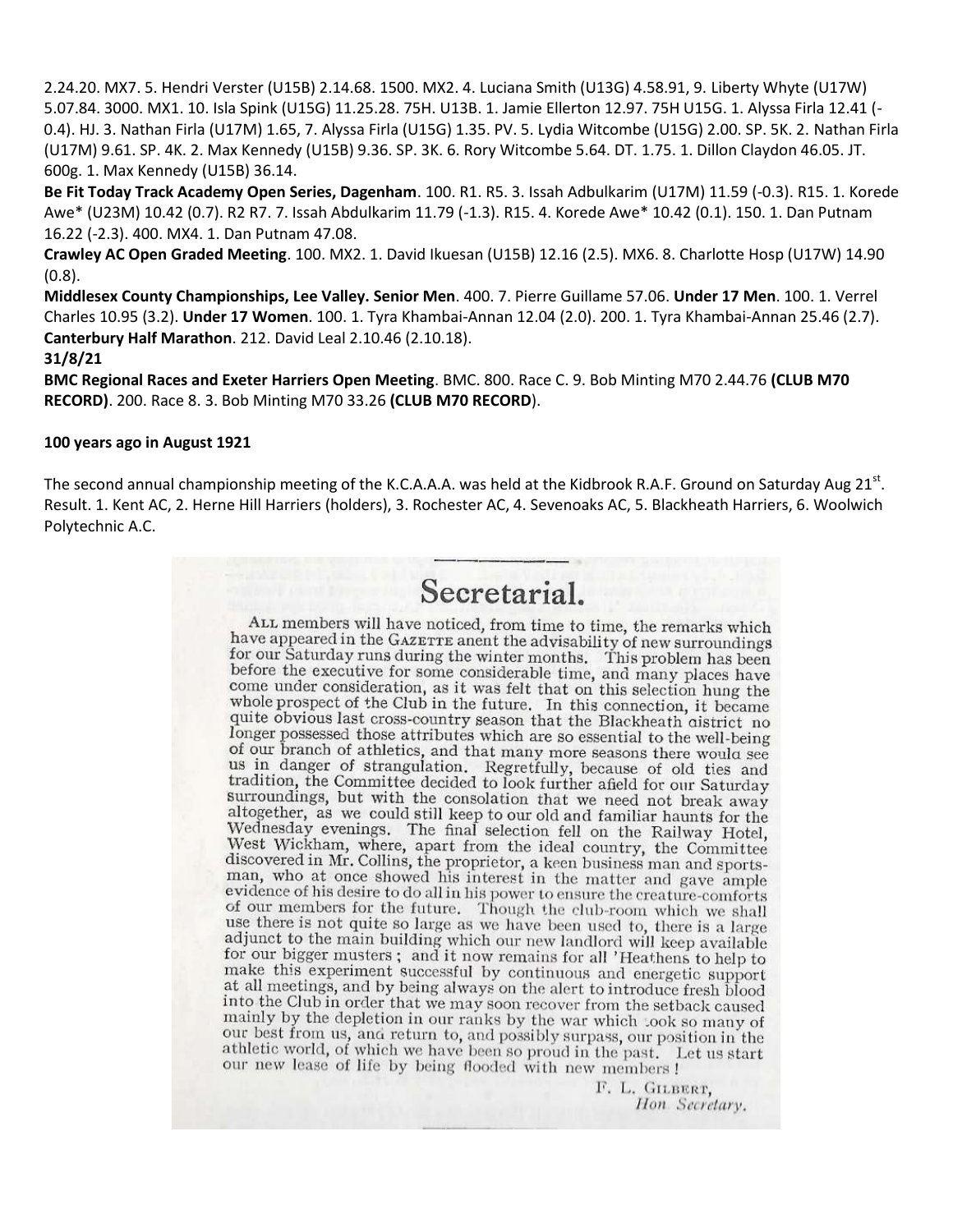2.24.20. MX7. 5. Hendri Verster (U15B) 2.14.68. 1500. MX2. 4. Luciana Smith (U13G) 4.58.91, 9. Liberty Whyte (U17W) 5.07.84. 3000. MX1. 10. Isla Spink (U15G) 11.25.28. 75H. U13B. 1. Jamie Ellerton 12.97. 75H U15G. 1. Alyssa Firla 12.41 (-0.4). HJ. 3. Nathan Firla (U17M) 1.65, 7. Alyssa Firla (U15G) 1.35. PV. 5. Lydia Witcombe (U15G) 2.00. SP. 5K. 2. Nathan Firla (U17M) 9.61. SP. 4K. 2. Max Kennedy (U15B) 9.36. SP. 3K. 6. Rory Witcombe 5.64. DT. 1.75. 1. Dillon Claydon 46.05. JT. 600g. 1. Max Kennedy (U15B) 36.14.

**Be Fit Today Track Academy Open Series, Dagenham**. 100. R1. R5. 3. Issah Adbulkarim (U17M) 11.59 (-0.3). R15. 1. Korede Awe* (U23M) 10.42 (0.7). R2 R7. 7. Issah Abdulkarim 11.79 (-1.3). R15. 4. Korede Awe* 10.42 (0.1). 150. 1. Dan Putnam 16.22 (-2.3). 400. MX4. 1. Dan Putnam 47.08.

**Crawley AC Open Graded Meeting**. 100. MX2. 1. David Ikuesan (U15B) 12.16 (2.5). MX6. 8. Charlotte Hosp (U17W) 14.90 (0.8).

**Middlesex County Championships, Lee Valley. Senior Men**. 400. 7. Pierre Guillame 57.06. **Under 17 Men**. 100. 1. Verrel Charles 10.95 (3.2). **Under 17 Women**. 100. 1. Tyra Khambai-Annan 12.04 (2.0). 200. 1. Tyra Khambai-Annan 25.46 (2.7). **Canterbury Half Marathon**. 212. David Leal 2.10.46 (2.10.18).

**31/8/21**

**BMC Regional Races and Exeter Harriers Open Meeting**. BMC. 800. Race C. 9. Bob Minting M70 2.44.76 **(CLUB M70 RECORD)**. 200. Race 8. 3. Bob Minting M70 33.26 **(CLUB M70 RECORD**).

**100 years ago in August 1921**

The second annual championship meeting of the K.C.A.A.A. was held at the Kidbrook R.A.F. Ground on Saturday Aug 21st. Result. 1. Kent AC, 2. Herne Hill Harriers (holders), 3. Rochester AC, 4. Sevenoaks AC, 5. Blackheath Harriers, 6. Woolwich Polytechnic A.C.

## Secretarial.

ALL members will have noticed, from time to time, the remarks which have appeared in the GAZETTE anent the advisability of new surroundings for our Saturday runs during the winter months. This problem has been before the executive for some considerable time, and many places have come under consideration, as it was felt that on this selection hung the whole prospect of the Club in the future. In this connection, it became quite obvious last cross-country season that the Blackheath district no longer possessed those attributes which are so essential to the well-being of our branch of athletics, and that many more seasons there would see us in danger of strangulation. Regretfully, because of old ties and tradition, the Committee decided to look further afield for our Saturday surroundings, but with the consolation that we need not break away altogether, as we could still keep to our old and familiar haunts for the Wednesday evenings. The final selection fell on the Railway Hotel, West Wickham, where, apart from the ideal country, the Committee discovered in Mr. Collins, the proprietor, a keen business man and sportsman, who at once showed his interest in the matter and gave ample evidence of his desire to do all in his power to ensure the creature-comforts of our members for the future. Though the club-room which we shall use there is not quite so large as we have been used to, there is a large adjunct to the main building which our new landlord will keep available for our bigger musters; and it now remains for all 'Heathens to help to make this experiment successful by continuous and energetic support at all meetings, and by being always on the alert to introduce fresh blood into the Club in order that we may soon recover from the setback caused mainly by the depletion in our ranks by the war which took so many of our best from us, and return to, and possibly surpass, our position in the athletic world, of which we have been so proud in the past. Let us start our new lease of life by being flooded with new members!

F. L. GILBERT,
*Hon Secretary.*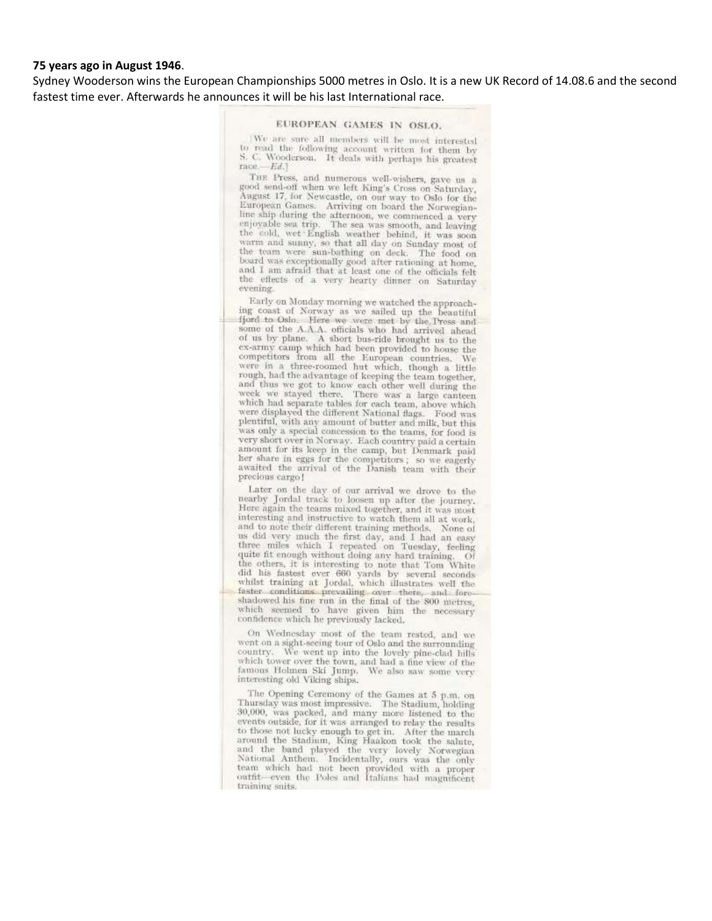**75 years ago in August 1946**.

Sydney Wooderson wins the European Championships 5000 metres in Oslo. It is a new UK Record of 14.08.6 and the second fastest time ever. Afterwards he announces it will be his last International race.

## EUROPEAN GAMES IN OSLO.

[We are sure all members will be most interested to read the following account written for them by S. C. Wooderson. It deals with perhaps his greatest race.—*Ed.*]

The Press, and numerous well-wishers, gave us a good send-off when we left King's Cross on Saturday, August 17, for Newcastle, on our way to Oslo for the European Games. Arriving on board the Norwegian-line ship during the afternoon, we commenced a very enjoyable sea trip. The sea was smooth, and leaving the cold, wet English weather behind, it was soon warm and sunny, so that all day on Sunday most of the team were sun-bathing on deck. The food on board was exceptionally good after rationing at home, and I am afraid that at least one of the officials felt the effects of a very hearty dinner on Saturday evening.

Early on Monday morning we watched the approaching coast of Norway as we sailed up the beautiful fjord to Oslo. Here we were met by the Press and some of the A.A.A. officials who had arrived ahead of us by plane. A short bus-ride brought us to the ex-army camp which had been provided to house the competitors from all the European countries. We were in a three-roomed hut which, though a little rough, had the advantage of keeping the team together, and thus we got to know each other well during the week we stayed there. There was a large canteen which had separate tables for each team, above which were displayed the different National flags. Food was plentiful, with any amount of butter and milk, but this was only a special concession to the teams, for food is very short over in Norway. Each country paid a certain amount for its keep in the camp, but Denmark paid her share in eggs for the competitors; so we eagerly awaited the arrival of the Danish team with their precious cargo!

Later on the day of our arrival we drove to the nearby Jordal track to loosen up after the journey. Here again the teams mixed together, and it was most interesting and instructive to watch them all at work, and to note their different training methods. None of us did very much the first day, and I had an easy three miles which I repeated on Tuesday, feeling quite fit enough without doing any hard training. Of the others, it is interesting to note that Tom White did his fastest ever 660 yards by several seconds whilst training at Jordal, which illustrates well the faster conditions prevailing over there, and foreshadowed his fine run in the final of the 800 metres, which seemed to have given him the necessary confidence which he previously lacked.

On Wednesday most of the team rested, and we went on a sight-seeing tour of Oslo and the surrounding country. We went up into the lovely pine-clad hills which tower over the town, and had a fine view of the famous Holmen Ski Jump. We also saw some very interesting old Viking ships.

The Opening Ceremony of the Games at 5 p.m. on Thursday was most impressive. The Stadium, holding 30,000, was packed, and many more listened to the events outside, for it was arranged to relay the results to those not lucky enough to get in. After the march around the Stadium, King Haakon took the salute, and the band played the very lovely Norwegian National Anthem. Incidentally, ours was the only team which had not been provided with a proper outfit—even the Poles and Italians had magnificent training suits.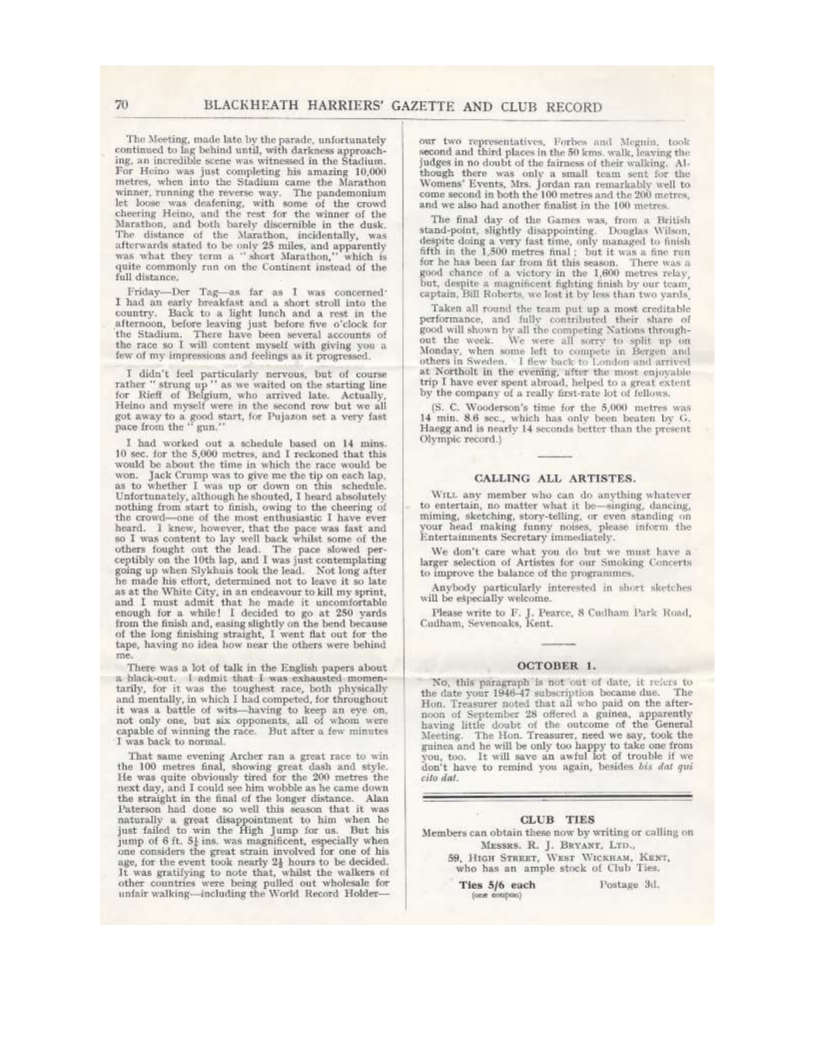The Meeting, made late by the parade, unfortunately continued to lag behind until, with darkness approaching, an incredible scene was witnessed in the Stadium. For Heino was just completing his amazing 10,000 metres, when into the Stadium came the Marathon winner, running the reverse way. The pandemonium let loose was deafening, with some of the crowd cheering Heino, and the rest for the winner of the Marathon, and both barely discernible in the dusk. The distance of the Marathon, incidentally, was afterwards stated to be only 25 miles, and apparently was what they term a "short Marathon," which is quite commonly run on the Continent instead of the full distance.

Friday—Der Tag—as far as I was concerned. I had an early breakfast and a short stroll into the country. Back to a light lunch and a rest in the afternoon, before leaving just before five o'clock for the Stadium. There have been several accounts of the race so I will content myself with giving you a few of my impressions and feelings as it progressed.

I didn't feel particularly nervous, but of course rather "strung up" as we waited on the starting line for Rieff of Belgium, who arrived late. Actually, Heino and myself were in the second row but we all got away to a good start, for Pujazon set a very fast pace from the "gun."

I had worked out a schedule based on 14 mins. 10 sec. for the 5,000 metres, and I reckoned that this would be about the time in which the race would be won. Jack Crump was to give me the tip on each lap, as to whether I was up or down on this schedule. Unfortunately, although he shouted, I heard absolutely nothing from start to finish, owing to the cheering of the crowd—one of the most enthusiastic I have ever heard. I knew, however, that the pace was fast and so I was content to lay well back whilst some of the others fought out the lead. The pace slowed perceptibly on the 10th lap, and I was just contemplating going up when Slykhuis took the lead. Not long after he made his effort, determined not to leave it so late as at the White City, in an endeavour to kill my sprint, and I must admit that he made it uncomfortable enough for a while! I decided to go at 250 yards from the finish and, easing slightly on the bend because of the long finishing straight, I went flat out for the tape, having no idea how near the others were behind me.

There was a lot of talk in the English papers about a black-out. I admit that I was exhausted momentarily, for it was the toughest race, both physically and mentally, in which I had competed, for throughout it was a battle of wits—having to keep an eye on, not only one, but six opponents, all of whom were capable of winning the race. But after a few minutes I was back to normal.

That same evening Archer ran a great race to win the 100 metres final, showing great dash and style. He was quite obviously tired for the 200 metres the next day, and I could see him wobble as he came down the straight in the final of the longer distance. Alan Paterson had done so well this season that it was naturally a great disappointment to him when he just failed to win the High Jump for us. But his jump of 6 ft. 5½ ins. was magnificent, especially when one considers the great strain involved for one of his age, for the event took nearly 2½ hours to be decided. It was gratifying to note that, whilst the walkers of other countries were being pulled out wholesale for unfair walking—including the World Record Holder—our two representatives, Forbes and Megnin, took second and third places in the 50 kms. walk, leaving the judges in no doubt of the fairness of their walking. Although there was only a small team sent for the Womens' Events, Mrs. Jordan ran remarkably well to come second in both the 100 metres and the 200 metres, and we also had another finalist in the 100 metres.

The final day of the Games was, from a British stand-point, slightly disappointing. Douglas Wilson, despite doing a very fast time, only managed to finish fifth in the 1,500 metres final; but it was a fine run for he has been far from fit this season. There was a good chance of a victory in the 1,600 metres relay, but, despite a magnificent fighting finish by our team captain, Bill Roberts, we lost it by less than two yards.

Taken all round the team put up a most creditable performance, and fully contributed their share of good will shown by all the competing Nations throughout the week. We were all sorry to split up on Monday, when some left to compete in Bergen and others in Sweden. I flew back to London and arrived at Northolt in the evening, after the most enjoyable trip I have ever spent abroad, helped to a great extent by the company of a really first-rate lot of fellows.

(S. C. Wooderson's time for the 5,000 metres was 14 min. 8.6 sec., which has only been beaten by G. Haegg and is nearly 14 seconds better than the present Olympic record.)

## CALLING ALL ARTISTES.

Will any member who can do anything whatever to entertain, no matter what it be—singing, dancing, miming, sketching, story-telling, or even standing on your head making funny noises, please inform the Entertainments Secretary immediately.

We don't care what you do but we must have a larger selection of Artistes for our Smoking Concerts to improve the balance of the programmes.

Anybody particularly interested in short sketches will be especially welcome.

Please write to F. J. Pearce, 8 Cudham Park Road, Cudham, Sevenoaks, Kent.

## OCTOBER 1.

No, this paragraph is not out of date, it refers to the date your 1946-47 subscription became due. The Hon. Treasurer noted that all who paid on the afternoon of September 28 offered a guinea, apparently having little doubt of the outcome of the General Meeting. The Hon. Treasurer, need we say, took the guinea and he will be only too happy to take one from you, too. It will save an awful lot of trouble if we don't have to remind you again, besides *bis dat qui cito dat*.

## CLUB TIES

Members can obtain these now by writing or calling on
MESSRS. R. J. BRYANT, LTD.,
59, HIGH STREET, WEST WICKHAM, KENT,
who has an ample stock of Club Ties.

**Ties 5/6 each** (one coupon) Postage 3d.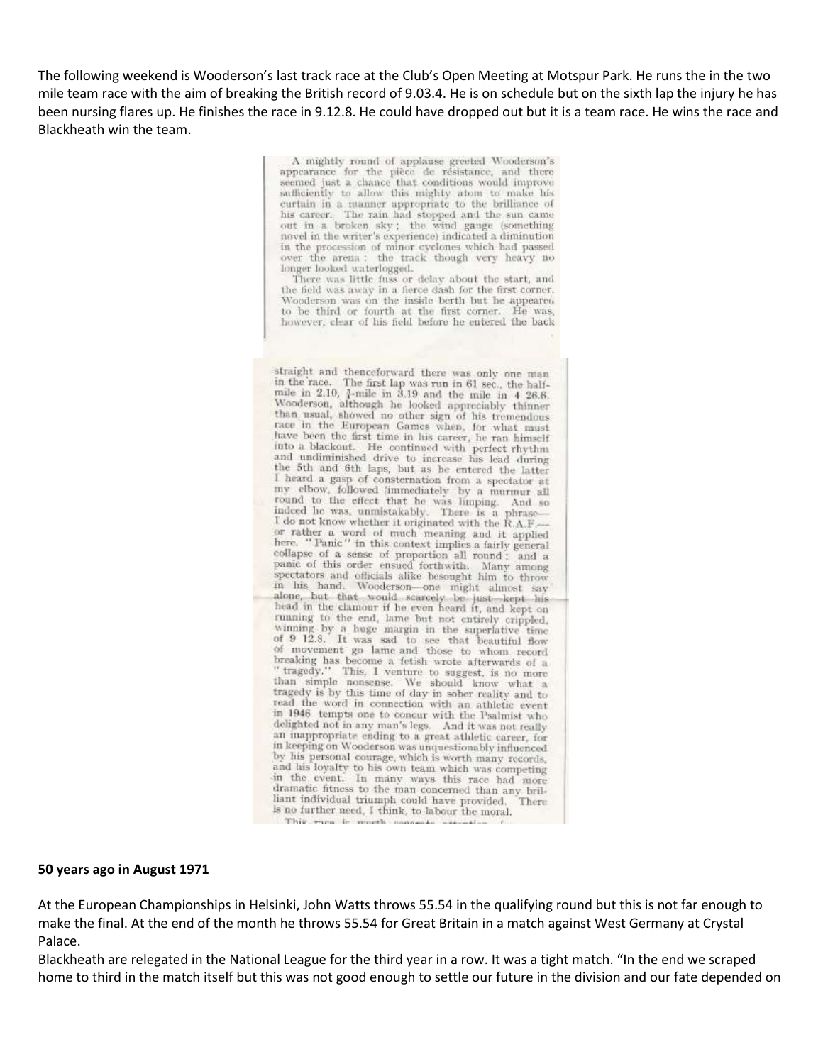The following weekend is Wooderson's last track race at the Club's Open Meeting at Motspur Park. He runs the in the two mile team race with the aim of breaking the British record of 9.03.4. He is on schedule but on the sixth lap the injury he has been nursing flares up. He finishes the race in 9.12.8. He could have dropped out but it is a team race. He wins the race and Blackheath win the team.

A mightly round of applause greeted Wooderson's appearance for the pièce de résistance, and there seemed just a chance that conditions would improve sufficiently to allow this mighty atom to make his curtain in a manner appropriate to the brilliance of his career. The rain had stopped and the sun came out in a broken sky; the wind gauge (something novel in the writer's experience) indicated a diminution in the procession of minor cyclones which had passed over the arena: the track though very heavy no longer looked waterlogged.

There was little fuss or delay about the start, and the field was away in a fierce dash for the first corner. Wooderson was on the inside berth but he appeared to be third or fourth at the first corner. He was, however, clear of his field before he entered the back straight and thenceforward there was only one man in the race. The first lap was run in 61 sec., the half-mile in 2.10, ¾-mile in 3.19 and the mile in 4 26.6. Wooderson, although he looked appreciably thinner than usual, showed no other sign of his tremendous race in the European Games when, for what must have been the first time in his career, he ran himself into a blackout. He continued with perfect rhythm and undiminished drive to increase his lead during the 5th and 6th laps, but as he entered the latter I heard a gasp of consternation from a spectator at my elbow, followed immediately by a murmur all round to the effect that he was limping. And so indeed he was, unmistakably. There is a phrase—I do not know whether it originated with the R.A.F.—or rather a word of much meaning and it applied here. "Panic" in this context implies a fairly general collapse of a sense of proportion all round; and a panic of this order ensued forthwith. Many among spectators and officials alike besought him to throw in his hand. Wooderson—one might almost say alone, but that would scarcely be just—kept his head in the clamour if he even heard it, and kept on running to the end, lame but not entirely crippled, winning by a huge margin in the superlative time of 9 12.8. It was sad to see that beautiful flow of movement go lame and those to whom record breaking has become a fetish wrote afterwards of a "tragedy." This, I venture to suggest, is no more than simple nonsense. We should know what a tragedy is by this time of day in sober reality and to read the word in connection with an athletic event in 1946 tempts one to concur with the Psalmist who delighted not in any man's legs. And it was not really an inappropriate ending to a great athletic career, for in keeping on Wooderson was unquestionably influenced by his personal courage, which is worth many records, and his loyalty to his own team which was competing in the event. In many ways this race had more dramatic fitness to the man concerned than any brilliant individual triumph could have provided. There is no further need, I think, to labour the moral.

**50 years ago in August 1971**

At the European Championships in Helsinki, John Watts throws 55.54 in the qualifying round but this is not far enough to make the final. At the end of the month he throws 55.54 for Great Britain in a match against West Germany at Crystal Palace.

Blackheath are relegated in the National League for the third year in a row. It was a tight match. "In the end we scraped home to third in the match itself but this was not good enough to settle our future in the division and our fate depended on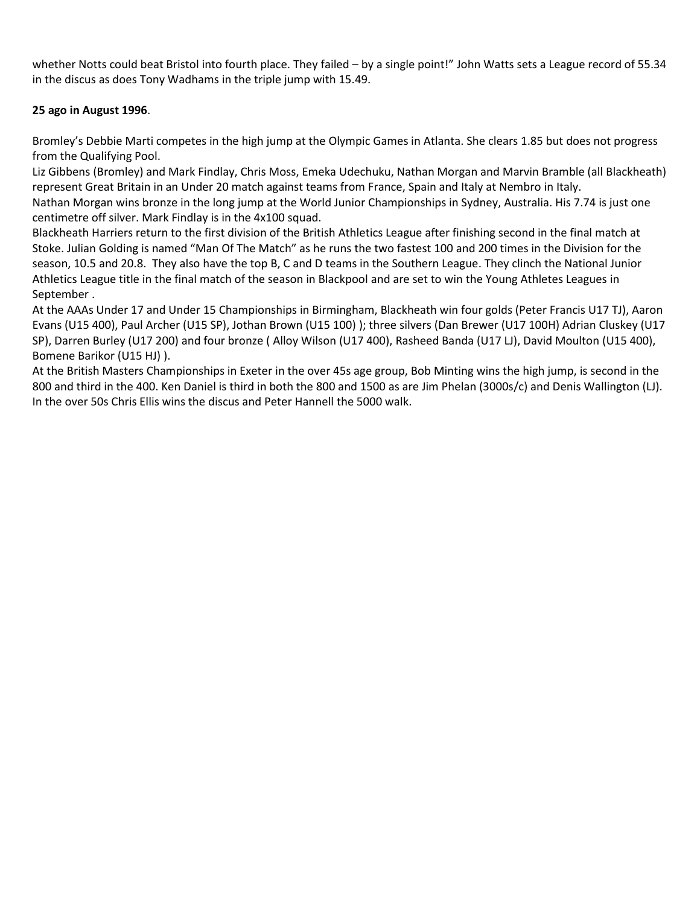whether Notts could beat Bristol into fourth place. They failed – by a single point!" John Watts sets a League record of 55.34 in the discus as does Tony Wadhams in the triple jump with 15.49.

**25 ago in August 1996**.

Bromley's Debbie Marti competes in the high jump at the Olympic Games in Atlanta. She clears 1.85 but does not progress from the Qualifying Pool.

Liz Gibbens (Bromley) and Mark Findlay, Chris Moss, Emeka Udechuku, Nathan Morgan and Marvin Bramble (all Blackheath) represent Great Britain in an Under 20 match against teams from France, Spain and Italy at Nembro in Italy.

Nathan Morgan wins bronze in the long jump at the World Junior Championships in Sydney, Australia. His 7.74 is just one centimetre off silver. Mark Findlay is in the 4x100 squad.

Blackheath Harriers return to the first division of the British Athletics League after finishing second in the final match at Stoke. Julian Golding is named "Man Of The Match" as he runs the two fastest 100 and 200 times in the Division for the season, 10.5 and 20.8. They also have the top B, C and D teams in the Southern League. They clinch the National Junior Athletics League title in the final match of the season in Blackpool and are set to win the Young Athletes Leagues in September .

At the AAAs Under 17 and Under 15 Championships in Birmingham, Blackheath win four golds (Peter Francis U17 TJ), Aaron Evans (U15 400), Paul Archer (U15 SP), Jothan Brown (U15 100) ); three silvers (Dan Brewer (U17 100H) Adrian Cluskey (U17 SP), Darren Burley (U17 200) and four bronze ( Alloy Wilson (U17 400), Rasheed Banda (U17 LJ), David Moulton (U15 400), Bomene Barikor (U15 HJ) ).

At the British Masters Championships in Exeter in the over 45s age group, Bob Minting wins the high jump, is second in the 800 and third in the 400. Ken Daniel is third in both the 800 and 1500 as are Jim Phelan (3000s/c) and Denis Wallington (LJ). In the over 50s Chris Ellis wins the discus and Peter Hannell the 5000 walk.